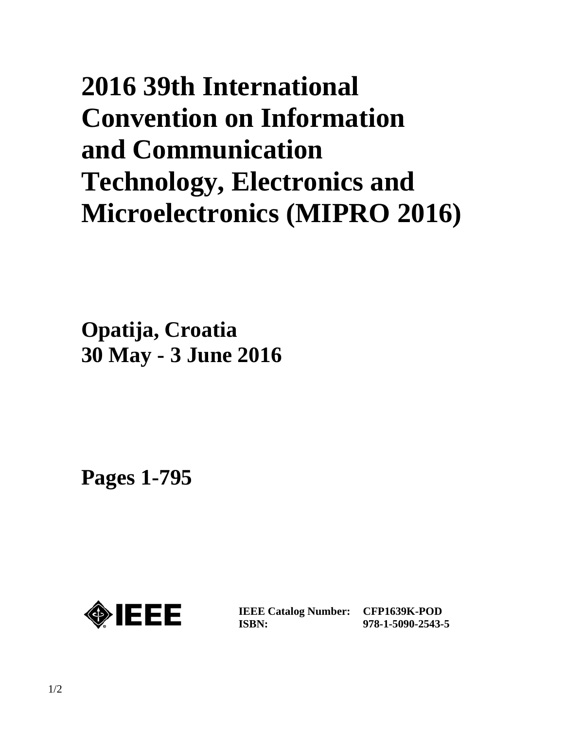# 2016 39th International Convention on Information and Communication Technology, Electronics and Microelectronics (MIPRO 2016)

**Opatija, Croatia**
**30 May - 3 June 2016**

**Pages 1-795**

| | |
|---|---|
| **IEEE Catalog Number:** | **CFP1639K-POD** |
| **ISBN:** | **978-1-5090-2543-5** |

1/2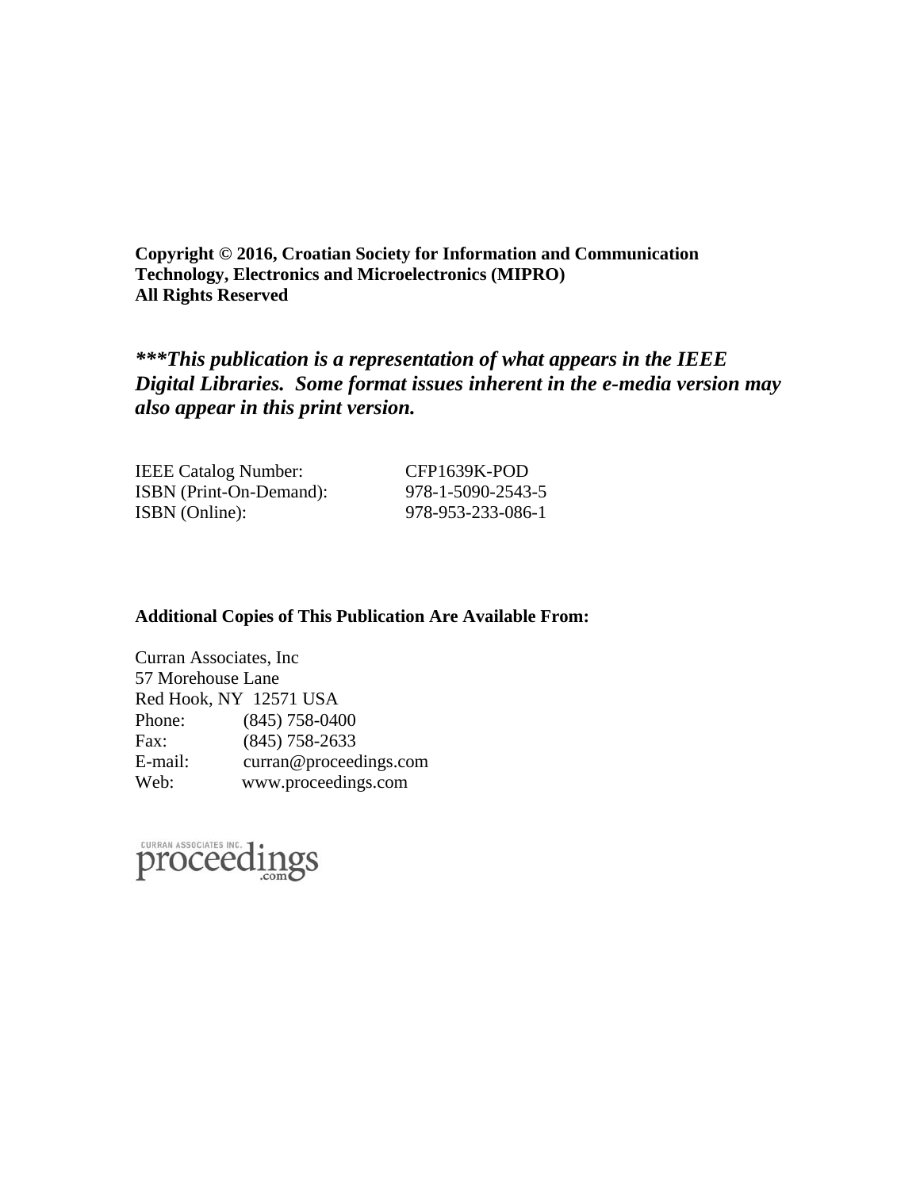**Copyright © 2016, Croatian Society for Information and Communication Technology, Electronics and Microelectronics (MIPRO)**
**All Rights Reserved**

***\*\*\*This publication is a representation of what appears in the IEEE Digital Libraries. Some format issues inherent in the e-media version may also appear in this print version.***

| | |
|---|---|
| IEEE Catalog Number: | CFP1639K-POD |
| ISBN (Print-On-Demand): | 978-1-5090-2543-5 |
| ISBN (Online): | 978-953-233-086-1 |

**Additional Copies of This Publication Are Available From:**

Curran Associates, Inc
57 Morehouse Lane
Red Hook, NY 12571 USA

| | |
|---|---|
| Phone: | (845) 758-0400 |
| Fax: | (845) 758-2633 |
| E-mail: | curran@proceedings.com |
| Web: | www.proceedings.com |

CURRAN ASSOCIATES INC. proceedings.com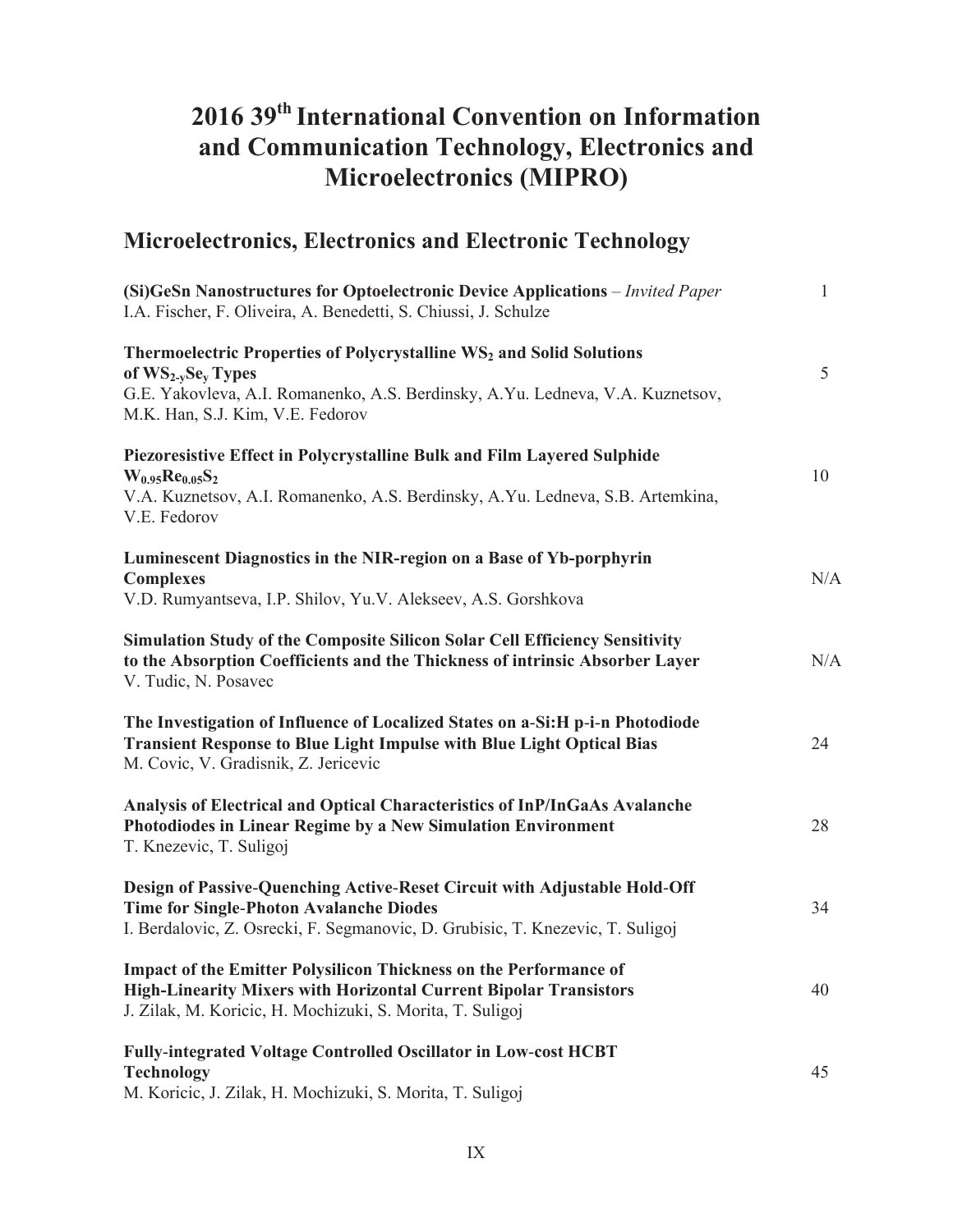# 2016 39th International Convention on Information and Communication Technology, Electronics and Microelectronics (MIPRO)

## Microelectronics, Electronics and Electronic Technology

**(Si)GeSn Nanostructures for Optoelectronic Device Applications** – *Invited Paper* 1
I.A. Fischer, F. Oliveira, A. Benedetti, S. Chiussi, J. Schulze

**Thermoelectric Properties of Polycrystalline $WS_2$ and Solid Solutions of $WS_{2-y}Se_y$ Types** 5
G.E. Yakovleva, A.I. Romanenko, A.S. Berdinsky, A.Yu. Ledneva, V.A. Kuznetsov, M.K. Han, S.J. Kim, V.E. Fedorov

**Piezoresistive Effect in Polycrystalline Bulk and Film Layered Sulphide $W_{0.95}Re_{0.05}S_2$** 10
V.A. Kuznetsov, A.I. Romanenko, A.S. Berdinsky, A.Yu. Ledneva, S.B. Artemkina, V.E. Fedorov

**Luminescent Diagnostics in the NIR-region on a Base of Yb-porphyrin Complexes** N/A
V.D. Rumyantseva, I.P. Shilov, Yu.V. Alekseev, A.S. Gorshkova

**Simulation Study of the Composite Silicon Solar Cell Efficiency Sensitivity to the Absorption Coefficients and the Thickness of intrinsic Absorber Layer** N/A
V. Tudic, N. Posavec

**The Investigation of Influence of Localized States on a-Si:H p-i-n Photodiode Transient Response to Blue Light Impulse with Blue Light Optical Bias** 24
M. Covic, V. Gradisnik, Z. Jericevic

**Analysis of Electrical and Optical Characteristics of InP/InGaAs Avalanche Photodiodes in Linear Regime by a New Simulation Environment** 28
T. Knezevic, T. Suligoj

**Design of Passive-Quenching Active-Reset Circuit with Adjustable Hold-Off Time for Single-Photon Avalanche Diodes** 34
I. Berdalovic, Z. Osrecki, F. Segmanovic, D. Grubisic, T. Knezevic, T. Suligoj

**Impact of the Emitter Polysilicon Thickness on the Performance of High-Linearity Mixers with Horizontal Current Bipolar Transistors** 40
J. Zilak, M. Koricic, H. Mochizuki, S. Morita, T. Suligoj

**Fully-integrated Voltage Controlled Oscillator in Low-cost HCBT Technology** 45
M. Koricic, J. Zilak, H. Mochizuki, S. Morita, T. Suligoj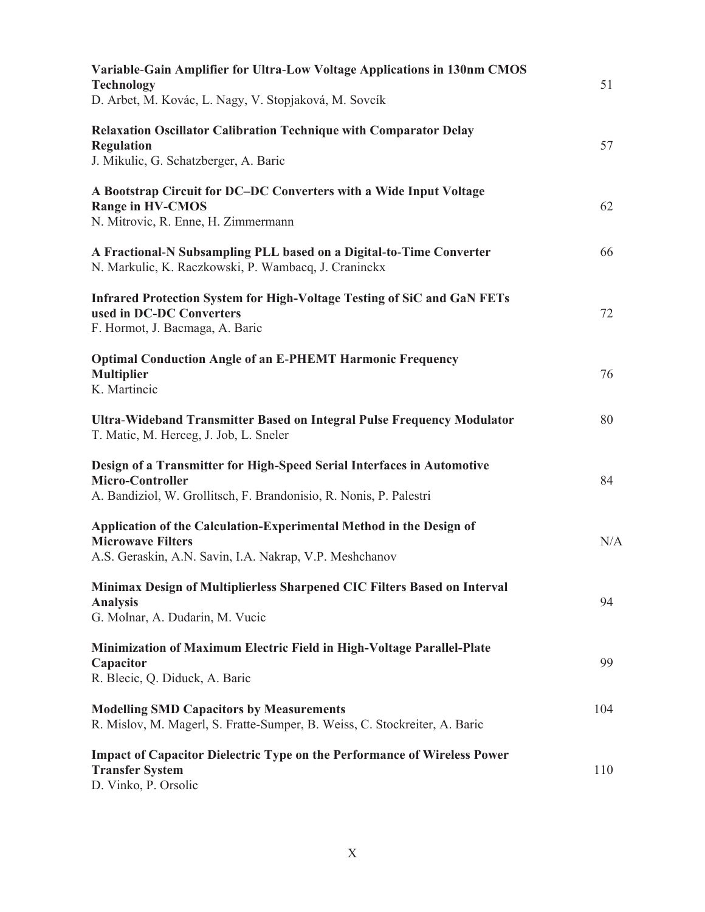**Variable-Gain Amplifier for Ultra-Low Voltage Applications in 130nm CMOS Technology** 51
D. Arbet, M. Kovác, L. Nagy, V. Stopjaková, M. Sovcík

**Relaxation Oscillator Calibration Technique with Comparator Delay Regulation** 57
J. Mikulic, G. Schatzberger, A. Baric

**A Bootstrap Circuit for DC–DC Converters with a Wide Input Voltage Range in HV-CMOS** 62
N. Mitrovic, R. Enne, H. Zimmermann

**A Fractional-N Subsampling PLL based on a Digital-to-Time Converter** 66
N. Markulic, K. Raczkowski, P. Wambacq, J. Craninckx

**Infrared Protection System for High-Voltage Testing of SiC and GaN FETs used in DC-DC Converters** 72
F. Hormot, J. Bacmaga, A. Baric

**Optimal Conduction Angle of an E-PHEMT Harmonic Frequency Multiplier** 76
K. Martincic

**Ultra-Wideband Transmitter Based on Integral Pulse Frequency Modulator** 80
T. Matic, M. Herceg, J. Job, L. Sneler

**Design of a Transmitter for High-Speed Serial Interfaces in Automotive Micro-Controller** 84
A. Bandiziol, W. Grollitsch, F. Brandonisio, R. Nonis, P. Palestri

**Application of the Calculation-Experimental Method in the Design of Microwave Filters** N/A
A.S. Geraskin, A.N. Savin, I.A. Nakrap, V.P. Meshchanov

**Minimax Design of Multiplierless Sharpened CIC Filters Based on Interval Analysis** 94
G. Molnar, A. Dudarin, M. Vucic

**Minimization of Maximum Electric Field in High-Voltage Parallel-Plate Capacitor** 99
R. Blecic, Q. Diduck, A. Baric

**Modelling SMD Capacitors by Measurements** 104
R. Mislov, M. Magerl, S. Fratte-Sumper, B. Weiss, C. Stockreiter, A. Baric

**Impact of Capacitor Dielectric Type on the Performance of Wireless Power Transfer System** 110
D. Vinko, P. Orsolic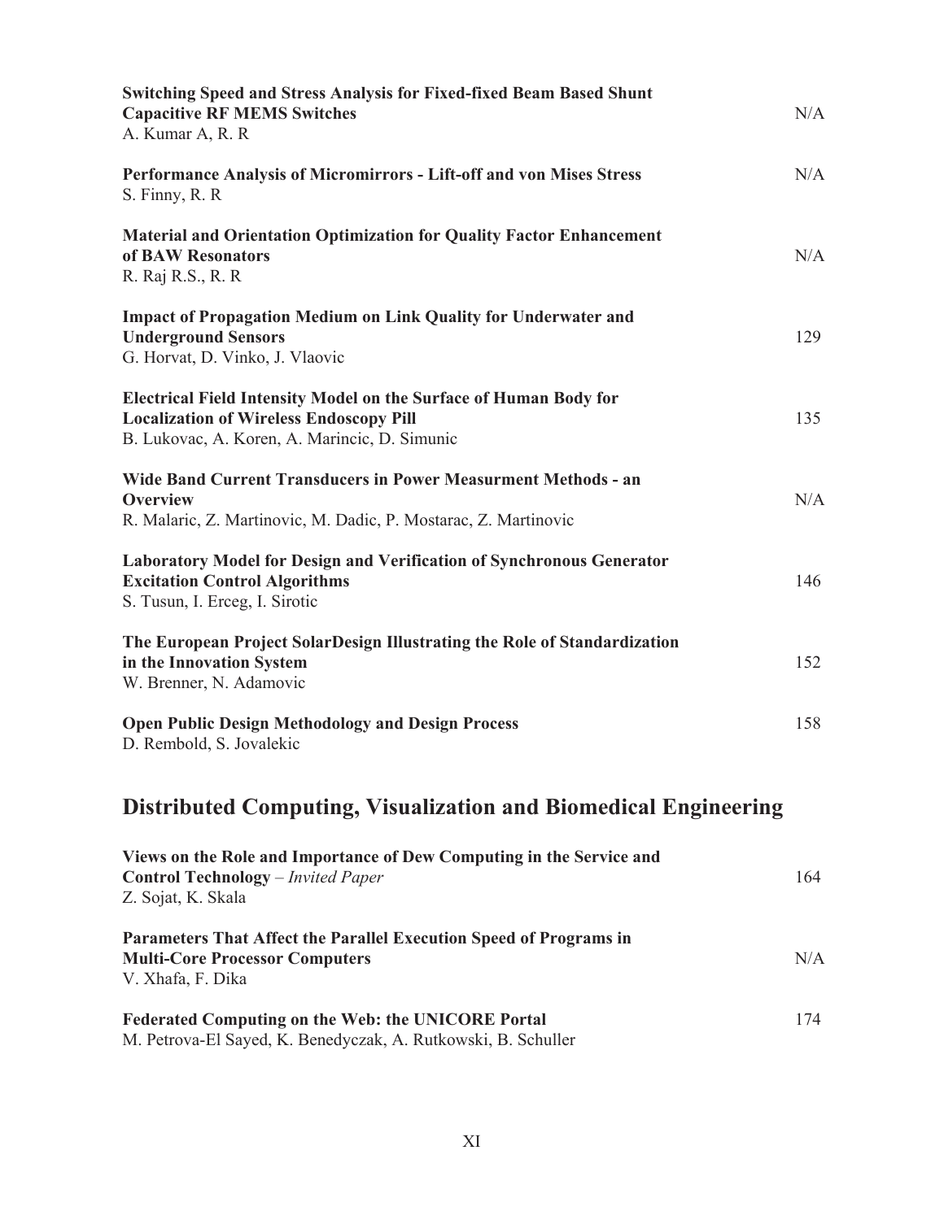**Switching Speed and Stress Analysis for Fixed-fixed Beam Based Shunt Capacitive RF MEMS Switches** N/A
A. Kumar A, R. R

**Performance Analysis of Micromirrors - Lift-off and von Mises Stress** N/A
S. Finny, R. R

**Material and Orientation Optimization for Quality Factor Enhancement of BAW Resonators** N/A
R. Raj R.S., R. R

**Impact of Propagation Medium on Link Quality for Underwater and Underground Sensors** 129
G. Horvat, D. Vinko, J. Vlaovic

**Electrical Field Intensity Model on the Surface of Human Body for Localization of Wireless Endoscopy Pill** 135
B. Lukovac, A. Koren, A. Marincic, D. Simunic

**Wide Band Current Transducers in Power Measurment Methods - an Overview** N/A
R. Malaric, Z. Martinovic, M. Dadic, P. Mostarac, Z. Martinovic

**Laboratory Model for Design and Verification of Synchronous Generator Excitation Control Algorithms** 146
S. Tusun, I. Erceg, I. Sirotic

**The European Project SolarDesign Illustrating the Role of Standardization in the Innovation System** 152
W. Brenner, N. Adamovic

**Open Public Design Methodology and Design Process** 158
D. Rembold, S. Jovalekic

## Distributed Computing, Visualization and Biomedical Engineering

**Views on the Role and Importance of Dew Computing in the Service and Control Technology** – *Invited Paper* 164
Z. Sojat, K. Skala

**Parameters That Affect the Parallel Execution Speed of Programs in Multi-Core Processor Computers** N/A
V. Xhafa, F. Dika

**Federated Computing on the Web: the UNICORE Portal** 174
M. Petrova-El Sayed, K. Benedyczak, A. Rutkowski, B. Schuller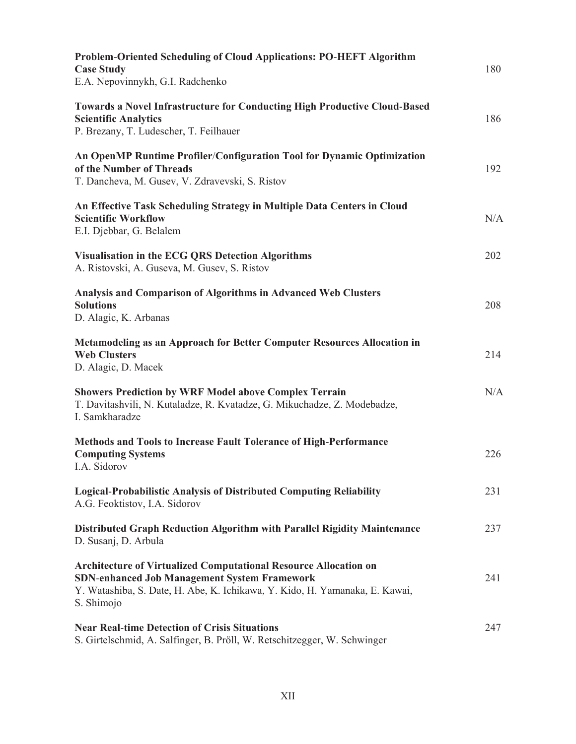**Problem-Oriented Scheduling of Cloud Applications: PO-HEFT Algorithm Case Study** 180
E.A. Nepovinnykh, G.I. Radchenko

**Towards a Novel Infrastructure for Conducting High Productive Cloud-Based Scientific Analytics** 186
P. Brezany, T. Ludescher, T. Feilhauer

**An OpenMP Runtime Profiler/Configuration Tool for Dynamic Optimization of the Number of Threads** 192
T. Dancheva, M. Gusev, V. Zdravevski, S. Ristov

**An Effective Task Scheduling Strategy in Multiple Data Centers in Cloud Scientific Workflow** N/A
E.I. Djebbar, G. Belalem

**Visualisation in the ECG QRS Detection Algorithms** 202
A. Ristovski, A. Guseva, M. Gusev, S. Ristov

**Analysis and Comparison of Algorithms in Advanced Web Clusters Solutions** 208
D. Alagic, K. Arbanas

**Metamodeling as an Approach for Better Computer Resources Allocation in Web Clusters** 214
D. Alagic, D. Macek

**Showers Prediction by WRF Model above Complex Terrain** N/A
T. Davitashvili, N. Kutaladze, R. Kvatadze, G. Mikuchadze, Z. Modebadze, I. Samkharadze

**Methods and Tools to Increase Fault Tolerance of High-Performance Computing Systems** 226
I.A. Sidorov

**Logical-Probabilistic Analysis of Distributed Computing Reliability** 231
A.G. Feoktistov, I.A. Sidorov

**Distributed Graph Reduction Algorithm with Parallel Rigidity Maintenance** 237
D. Susanj, D. Arbula

**Architecture of Virtualized Computational Resource Allocation on SDN-enhanced Job Management System Framework** 241
Y. Watashiba, S. Date, H. Abe, K. Ichikawa, Y. Kido, H. Yamanaka, E. Kawai, S. Shimojo

**Near Real-time Detection of Crisis Situations** 247
S. Girtelschmid, A. Salfinger, B. Pröll, W. Retschitzegger, W. Schwinger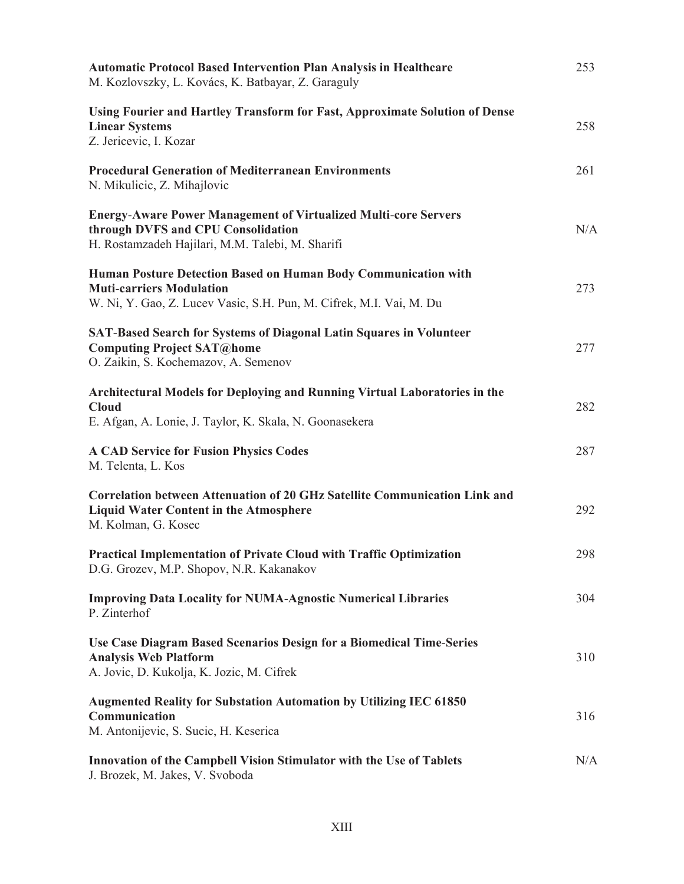**Automatic Protocol Based Intervention Plan Analysis in Healthcare** 253
M. Kozlovszky, L. Kovács, K. Batbayar, Z. Garaguly

**Using Fourier and Hartley Transform for Fast, Approximate Solution of Dense Linear Systems** 258
Z. Jericevic, I. Kozar

**Procedural Generation of Mediterranean Environments** 261
N. Mikulicic, Z. Mihajlovic

**Energy-Aware Power Management of Virtualized Multi-core Servers through DVFS and CPU Consolidation** N/A
H. Rostamzadeh Hajilari, M.M. Talebi, M. Sharifi

**Human Posture Detection Based on Human Body Communication with Muti-carriers Modulation** 273
W. Ni, Y. Gao, Z. Lucev Vasic, S.H. Pun, M. Cifrek, M.I. Vai, M. Du

**SAT-Based Search for Systems of Diagonal Latin Squares in Volunteer Computing Project SAT@home** 277
O. Zaikin, S. Kochemazov, A. Semenov

**Architectural Models for Deploying and Running Virtual Laboratories in the Cloud** 282
E. Afgan, A. Lonie, J. Taylor, K. Skala, N. Goonasekera

**A CAD Service for Fusion Physics Codes** 287
M. Telenta, L. Kos

**Correlation between Attenuation of 20 GHz Satellite Communication Link and Liquid Water Content in the Atmosphere** 292
M. Kolman, G. Kosec

**Practical Implementation of Private Cloud with Traffic Optimization** 298
D.G. Grozev, M.P. Shopov, N.R. Kakanakov

**Improving Data Locality for NUMA-Agnostic Numerical Libraries** 304
P. Zinterhof

**Use Case Diagram Based Scenarios Design for a Biomedical Time-Series Analysis Web Platform** 310
A. Jovic, D. Kukolja, K. Jozic, M. Cifrek

**Augmented Reality for Substation Automation by Utilizing IEC 61850 Communication** 316
M. Antonijevic, S. Sucic, H. Keserica

**Innovation of the Campbell Vision Stimulator with the Use of Tablets** N/A
J. Brozek, M. Jakes, V. Svoboda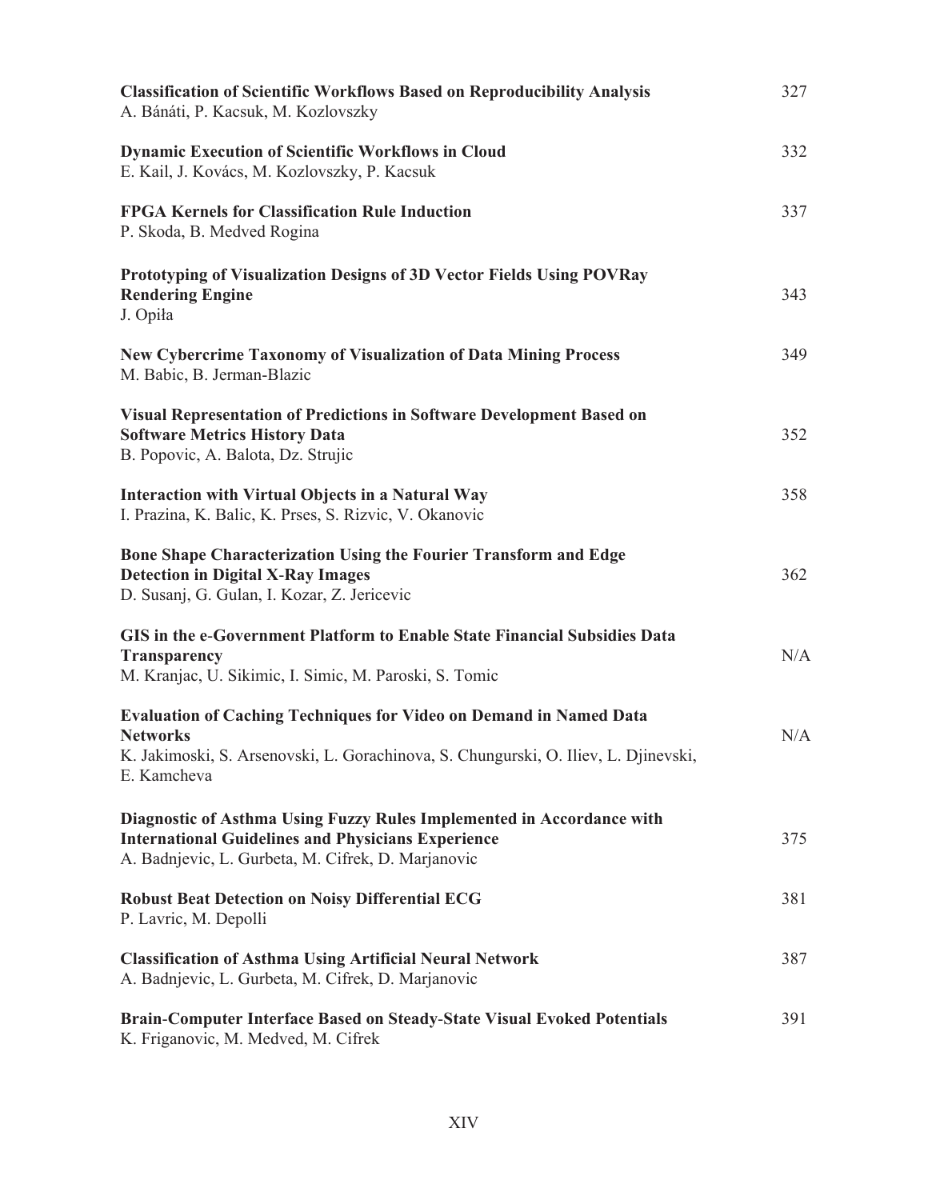**Classification of Scientific Workflows Based on Reproducibility Analysis** 327
A. Bánáti, P. Kacsuk, M. Kozlovszky

**Dynamic Execution of Scientific Workflows in Cloud** 332
E. Kail, J. Kovács, M. Kozlovszky, P. Kacsuk

**FPGA Kernels for Classification Rule Induction** 337
P. Skoda, B. Medved Rogina

**Prototyping of Visualization Designs of 3D Vector Fields Using POVRay Rendering Engine** 343
J. Opiła

**New Cybercrime Taxonomy of Visualization of Data Mining Process** 349
M. Babic, B. Jerman-Blazic

**Visual Representation of Predictions in Software Development Based on Software Metrics History Data** 352
B. Popovic, A. Balota, Dz. Strujic

**Interaction with Virtual Objects in a Natural Way** 358
I. Prazina, K. Balic, K. Prses, S. Rizvic, V. Okanovic

**Bone Shape Characterization Using the Fourier Transform and Edge Detection in Digital X-Ray Images** 362
D. Susanj, G. Gulan, I. Kozar, Z. Jericevic

**GIS in the e-Government Platform to Enable State Financial Subsidies Data Transparency** N/A
M. Kranjac, U. Sikimic, I. Simic, M. Paroski, S. Tomic

**Evaluation of Caching Techniques for Video on Demand in Named Data Networks** N/A
K. Jakimoski, S. Arsenovski, L. Gorachinova, S. Chungurski, O. Iliev, L. Djinevski, E. Kamcheva

**Diagnostic of Asthma Using Fuzzy Rules Implemented in Accordance with International Guidelines and Physicians Experience** 375
A. Badnjevic, L. Gurbeta, M. Cifrek, D. Marjanovic

**Robust Beat Detection on Noisy Differential ECG** 381
P. Lavric, M. Depolli

**Classification of Asthma Using Artificial Neural Network** 387
A. Badnjevic, L. Gurbeta, M. Cifrek, D. Marjanovic

**Brain-Computer Interface Based on Steady-State Visual Evoked Potentials** 391
K. Friganovic, M. Medved, M. Cifrek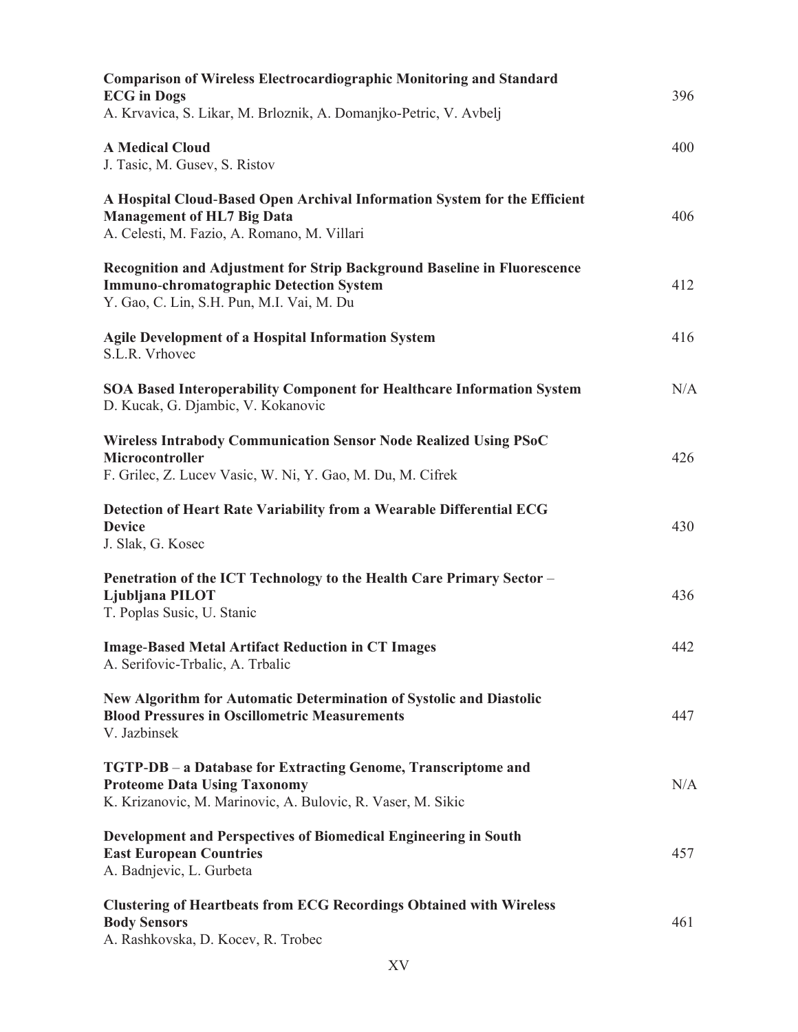**Comparison of Wireless Electrocardiographic Monitoring and Standard ECG in Dogs** 396
A. Krvavica, S. Likar, M. Brloznik, A. Domanjko-Petric, V. Avbelj

**A Medical Cloud** 400
J. Tasic, M. Gusev, S. Ristov

**A Hospital Cloud-Based Open Archival Information System for the Efficient Management of HL7 Big Data** 406
A. Celesti, M. Fazio, A. Romano, M. Villari

**Recognition and Adjustment for Strip Background Baseline in Fluorescence Immuno-chromatographic Detection System** 412
Y. Gao, C. Lin, S.H. Pun, M.I. Vai, M. Du

**Agile Development of a Hospital Information System** 416
S.L.R. Vrhovec

**SOA Based Interoperability Component for Healthcare Information System** N/A
D. Kucak, G. Djambic, V. Kokanovic

**Wireless Intrabody Communication Sensor Node Realized Using PSoC Microcontroller** 426
F. Grilec, Z. Lucev Vasic, W. Ni, Y. Gao, M. Du, M. Cifrek

**Detection of Heart Rate Variability from a Wearable Differential ECG Device** 430
J. Slak, G. Kosec

**Penetration of the ICT Technology to the Health Care Primary Sector – Ljubljana PILOT** 436
T. Poplas Susic, U. Stanic

**Image-Based Metal Artifact Reduction in CT Images** 442
A. Serifovic-Trbalic, A. Trbalic

**New Algorithm for Automatic Determination of Systolic and Diastolic Blood Pressures in Oscillometric Measurements** 447
V. Jazbinsek

**TGTP-DB – a Database for Extracting Genome, Transcriptome and Proteome Data Using Taxonomy** N/A
K. Krizanovic, M. Marinovic, A. Bulovic, R. Vaser, M. Sikic

**Development and Perspectives of Biomedical Engineering in South East European Countries** 457
A. Badnjevic, L. Gurbeta

**Clustering of Heartbeats from ECG Recordings Obtained with Wireless Body Sensors** 461
A. Rashkovska, D. Kocev, R. Trobec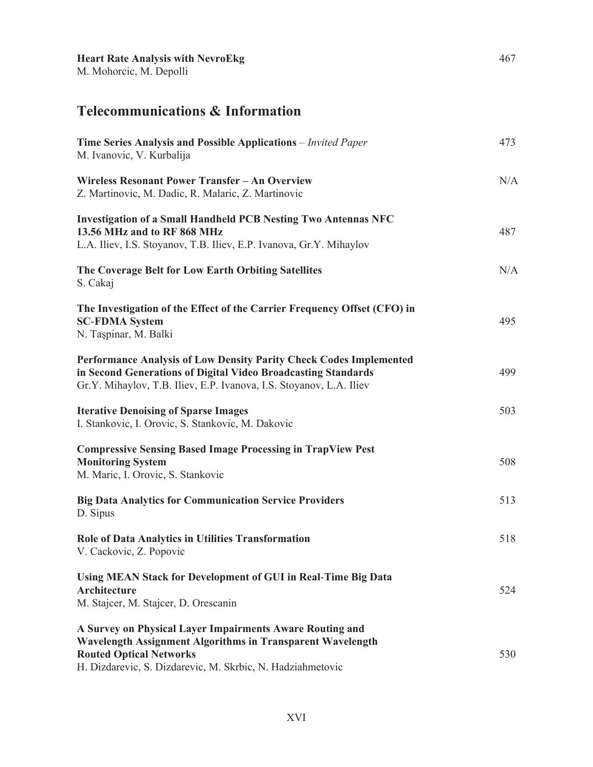**Heart Rate Analysis with NevroEkg** 467
M. Mohorcic, M. Depolli

## Telecommunications & Information

**Time Series Analysis and Possible Applications** – *Invited Paper* 473
M. Ivanovic, V. Kurbalija

**Wireless Resonant Power Transfer – An Overview** N/A
Z. Martinovic, M. Dadic, R. Malaric, Z. Martinovic

**Investigation of a Small Handheld PCB Nesting Two Antennas NFC 13.56 MHz and to RF 868 MHz** 487
L.A. Iliev, I.S. Stoyanov, T.B. Iliev, E.P. Ivanova, Gr.Y. Mihaylov

**The Coverage Belt for Low Earth Orbiting Satellites** N/A
S. Cakaj

**The Investigation of the Effect of the Carrier Frequency Offset (CFO) in SC-FDMA System** 495
N. Taşpinar, M. Balki

**Performance Analysis of Low Density Parity Check Codes Implemented in Second Generations of Digital Video Broadcasting Standards** 499
Gr.Y. Mihaylov, T.B. Iliev, E.P. Ivanova, I.S. Stoyanov, L.A. Iliev

**Iterative Denoising of Sparse Images** 503
I. Stankovic, I. Orovic, S. Stankovic, M. Dakovic

**Compressive Sensing Based Image Processing in TrapView Pest Monitoring System** 508
M. Maric, I. Orovic, S. Stankovic

**Big Data Analytics for Communication Service Providers** 513
D. Sipus

**Role of Data Analytics in Utilities Transformation** 518
V. Cackovic, Z. Popovic

**Using MEAN Stack for Development of GUI in Real-Time Big Data Architecture** 524
M. Stajcer, M. Stajcer, D. Orescanin

**A Survey on Physical Layer Impairments Aware Routing and Wavelength Assignment Algorithms in Transparent Wavelength Routed Optical Networks** 530
H. Dizdarevic, S. Dizdarevic, M. Skrbic, N. Hadziahmetovic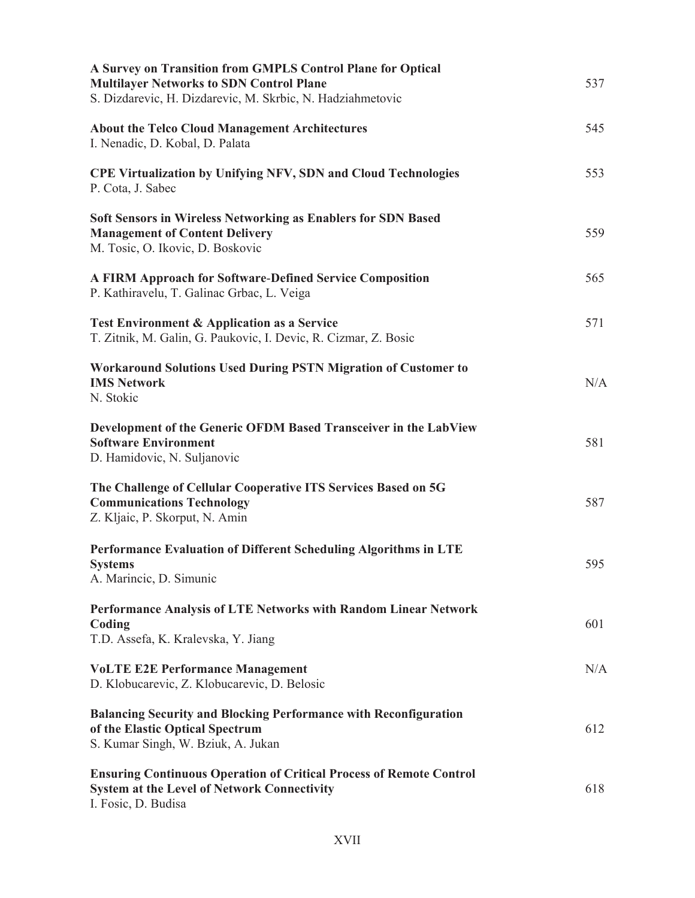**A Survey on Transition from GMPLS Control Plane for Optical Multilayer Networks to SDN Control Plane** 537
S. Dizdarevic, H. Dizdarevic, M. Skrbic, N. Hadziahmetovic

**About the Telco Cloud Management Architectures** 545
I. Nenadic, D. Kobal, D. Palata

**CPE Virtualization by Unifying NFV, SDN and Cloud Technologies** 553
P. Cota, J. Sabec

**Soft Sensors in Wireless Networking as Enablers for SDN Based Management of Content Delivery** 559
M. Tosic, O. Ikovic, D. Boskovic

**A FIRM Approach for Software-Defined Service Composition** 565
P. Kathiravelu, T. Galinac Grbac, L. Veiga

**Test Environment & Application as a Service** 571
T. Zitnik, M. Galin, G. Paukovic, I. Devic, R. Cizmar, Z. Bosic

**Workaround Solutions Used During PSTN Migration of Customer to IMS Network** N/A
N. Stokic

**Development of the Generic OFDM Based Transceiver in the LabView Software Environment** 581
D. Hamidovic, N. Suljanovic

**The Challenge of Cellular Cooperative ITS Services Based on 5G Communications Technology** 587
Z. Kljaic, P. Skorput, N. Amin

**Performance Evaluation of Different Scheduling Algorithms in LTE Systems** 595
A. Marincic, D. Simunic

**Performance Analysis of LTE Networks with Random Linear Network Coding** 601
T.D. Assefa, K. Kralevska, Y. Jiang

**VoLTE E2E Performance Management** N/A
D. Klobucarevic, Z. Klobucarevic, D. Belosic

**Balancing Security and Blocking Performance with Reconfiguration of the Elastic Optical Spectrum** 612
S. Kumar Singh, W. Bziuk, A. Jukan

**Ensuring Continuous Operation of Critical Process of Remote Control System at the Level of Network Connectivity** 618
I. Fosic, D. Budisa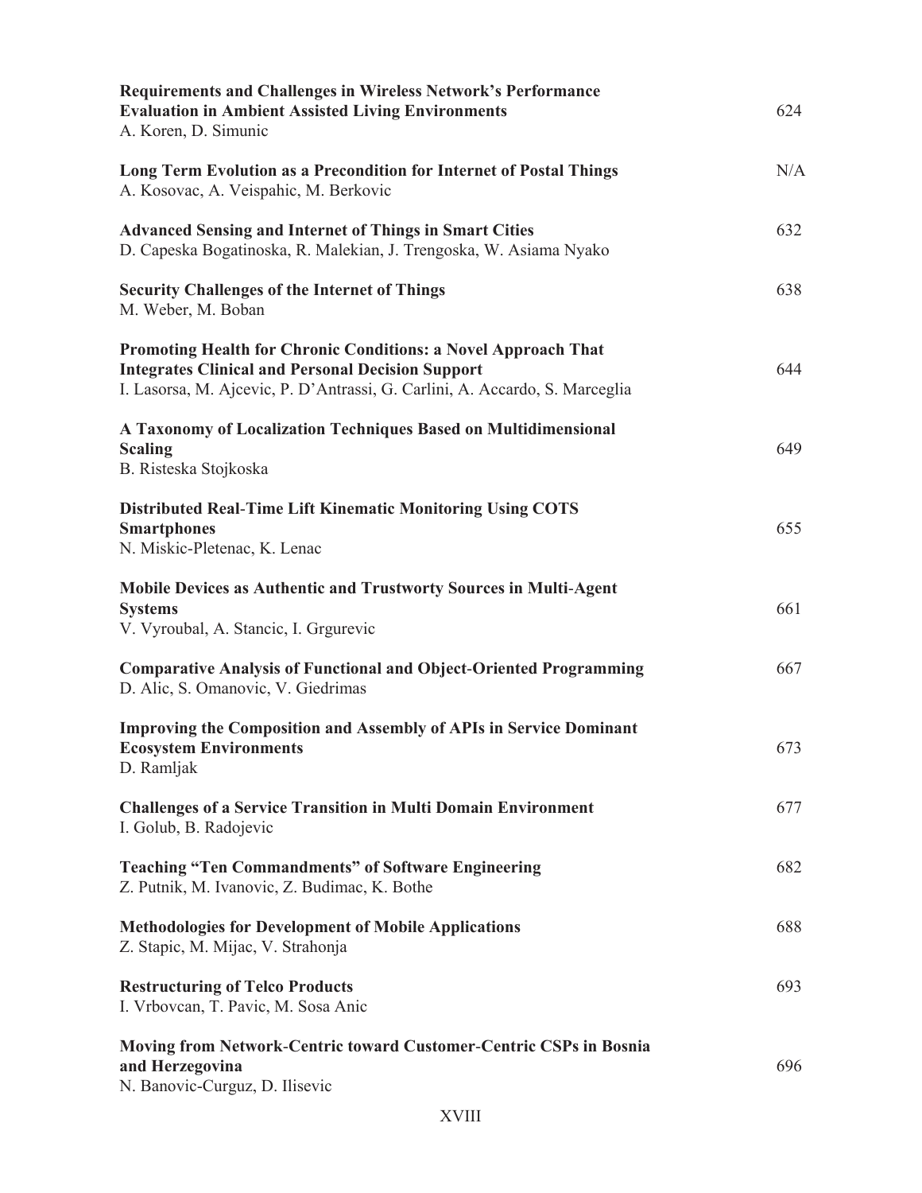**Requirements and Challenges in Wireless Network's Performance Evaluation in Ambient Assisted Living Environments** 624
A. Koren, D. Simunic

**Long Term Evolution as a Precondition for Internet of Postal Things** N/A
A. Kosovac, A. Veispahic, M. Berkovic

**Advanced Sensing and Internet of Things in Smart Cities** 632
D. Capeska Bogatinoska, R. Malekian, J. Trengoska, W. Asiama Nyako

**Security Challenges of the Internet of Things** 638
M. Weber, M. Boban

**Promoting Health for Chronic Conditions: a Novel Approach That Integrates Clinical and Personal Decision Support** 644
I. Lasorsa, M. Ajcevic, P. D'Antrassi, G. Carlini, A. Accardo, S. Marceglia

**A Taxonomy of Localization Techniques Based on Multidimensional Scaling** 649
B. Risteska Stojkoska

**Distributed Real-Time Lift Kinematic Monitoring Using COTS Smartphones** 655
N. Miskic-Pletenac, K. Lenac

**Mobile Devices as Authentic and Trustworty Sources in Multi-Agent Systems** 661
V. Vyroubal, A. Stancic, I. Grgurevic

**Comparative Analysis of Functional and Object-Oriented Programming** 667
D. Alic, S. Omanovic, V. Giedrimas

**Improving the Composition and Assembly of APIs in Service Dominant Ecosystem Environments** 673
D. Ramljak

**Challenges of a Service Transition in Multi Domain Environment** 677
I. Golub, B. Radojevic

**Teaching "Ten Commandments" of Software Engineering** 682
Z. Putnik, M. Ivanovic, Z. Budimac, K. Bothe

**Methodologies for Development of Mobile Applications** 688
Z. Stapic, M. Mijac, V. Strahonja

**Restructuring of Telco Products** 693
I. Vrbovcan, T. Pavic, M. Sosa Anic

**Moving from Network-Centric toward Customer-Centric CSPs in Bosnia and Herzegovina** 696
N. Banovic-Curguz, D. Ilisevic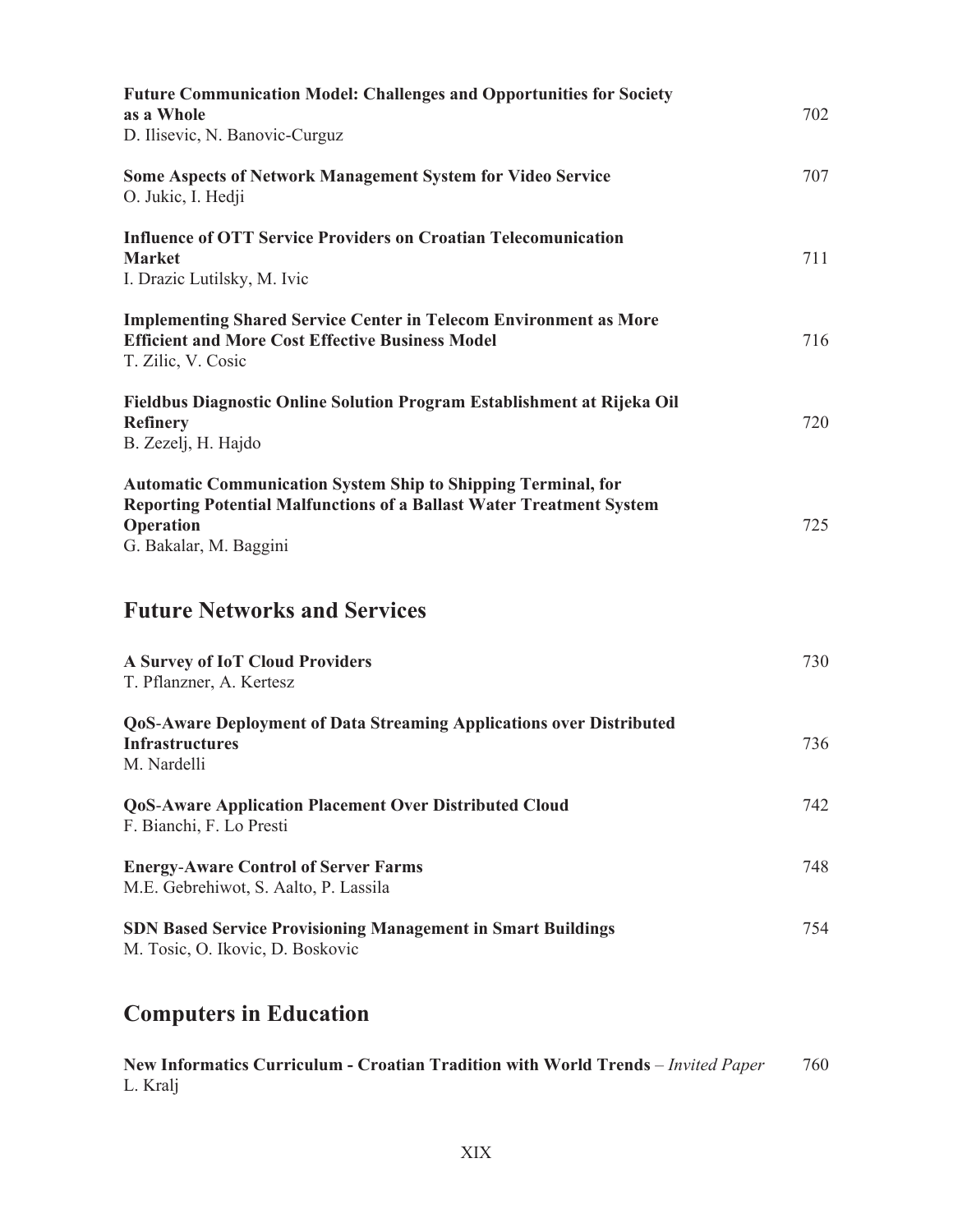**Future Communication Model: Challenges and Opportunities for Society as a Whole** 702
D. Ilisevic, N. Banovic-Curguz

**Some Aspects of Network Management System for Video Service** 707
O. Jukic, I. Hedji

**Influence of OTT Service Providers on Croatian Telecomunication Market** 711
I. Drazic Lutilsky, M. Ivic

**Implementing Shared Service Center in Telecom Environment as More Efficient and More Cost Effective Business Model** 716
T. Zilic, V. Cosic

**Fieldbus Diagnostic Online Solution Program Establishment at Rijeka Oil Refinery** 720
B. Zezelj, H. Hajdo

**Automatic Communication System Ship to Shipping Terminal, for Reporting Potential Malfunctions of a Ballast Water Treatment System Operation** 725
G. Bakalar, M. Baggini

## Future Networks and Services

**A Survey of IoT Cloud Providers** 730
T. Pflanzner, A. Kertesz

**QoS-Aware Deployment of Data Streaming Applications over Distributed Infrastructures** 736
M. Nardelli

**QoS-Aware Application Placement Over Distributed Cloud** 742
F. Bianchi, F. Lo Presti

**Energy-Aware Control of Server Farms** 748
M.E. Gebrehiwot, S. Aalto, P. Lassila

**SDN Based Service Provisioning Management in Smart Buildings** 754
M. Tosic, O. Ikovic, D. Boskovic

## Computers in Education

**New Informatics Curriculum - Croatian Tradition with World Trends** – *Invited Paper* 760
L. Kralj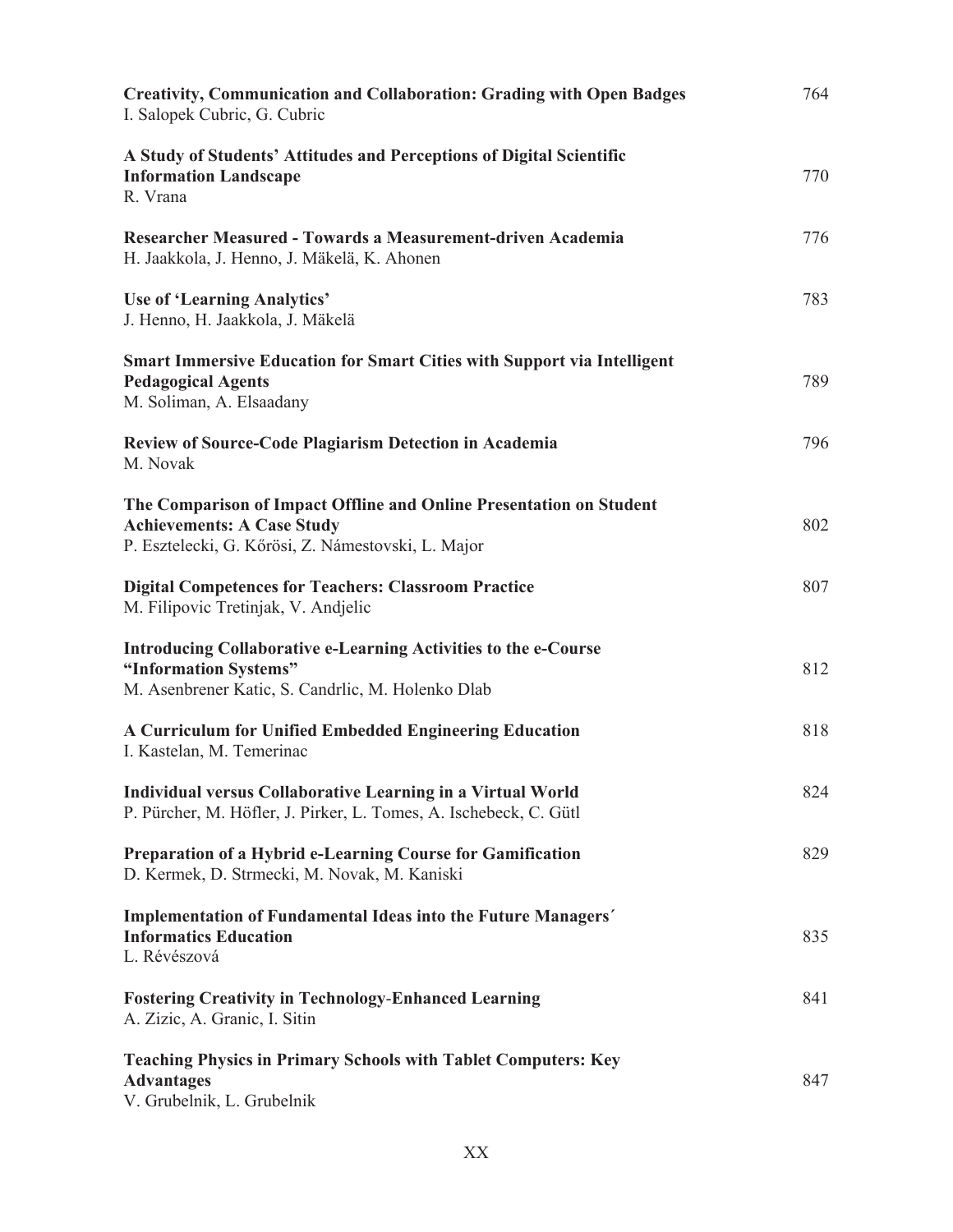**Creativity, Communication and Collaboration: Grading with Open Badges** 764
I. Salopek Cubric, G. Cubric

**A Study of Students' Attitudes and Perceptions of Digital Scientific Information Landscape** 770
R. Vrana

**Researcher Measured - Towards a Measurement-driven Academia** 776
H. Jaakkola, J. Henno, J. Mäkelä, K. Ahonen

**Use of 'Learning Analytics'** 783
J. Henno, H. Jaakkola, J. Mäkelä

**Smart Immersive Education for Smart Cities with Support via Intelligent Pedagogical Agents** 789
M. Soliman, A. Elsaadany

**Review of Source-Code Plagiarism Detection in Academia** 796
M. Novak

**The Comparison of Impact Offline and Online Presentation on Student Achievements: A Case Study** 802
P. Esztelecki, G. Kőrösi, Z. Námestovski, L. Major

**Digital Competences for Teachers: Classroom Practice** 807
M. Filipovic Tretinjak, V. Andjelic

**Introducing Collaborative e-Learning Activities to the e-Course "Information Systems"** 812
M. Asenbrener Katic, S. Candrlic, M. Holenko Dlab

**A Curriculum for Unified Embedded Engineering Education** 818
I. Kastelan, M. Temerinac

**Individual versus Collaborative Learning in a Virtual World** 824
P. Pürcher, M. Höfler, J. Pirker, L. Tomes, A. Ischebeck, C. Gütl

**Preparation of a Hybrid e-Learning Course for Gamification** 829
D. Kermek, D. Strmecki, M. Novak, M. Kaniski

**Implementation of Fundamental Ideas into the Future Managers´ Informatics Education** 835
L. Révészová

**Fostering Creativity in Technology-Enhanced Learning** 841
A. Zizic, A. Granic, I. Sitin

**Teaching Physics in Primary Schools with Tablet Computers: Key Advantages** 847
V. Grubelnik, L. Grubelnik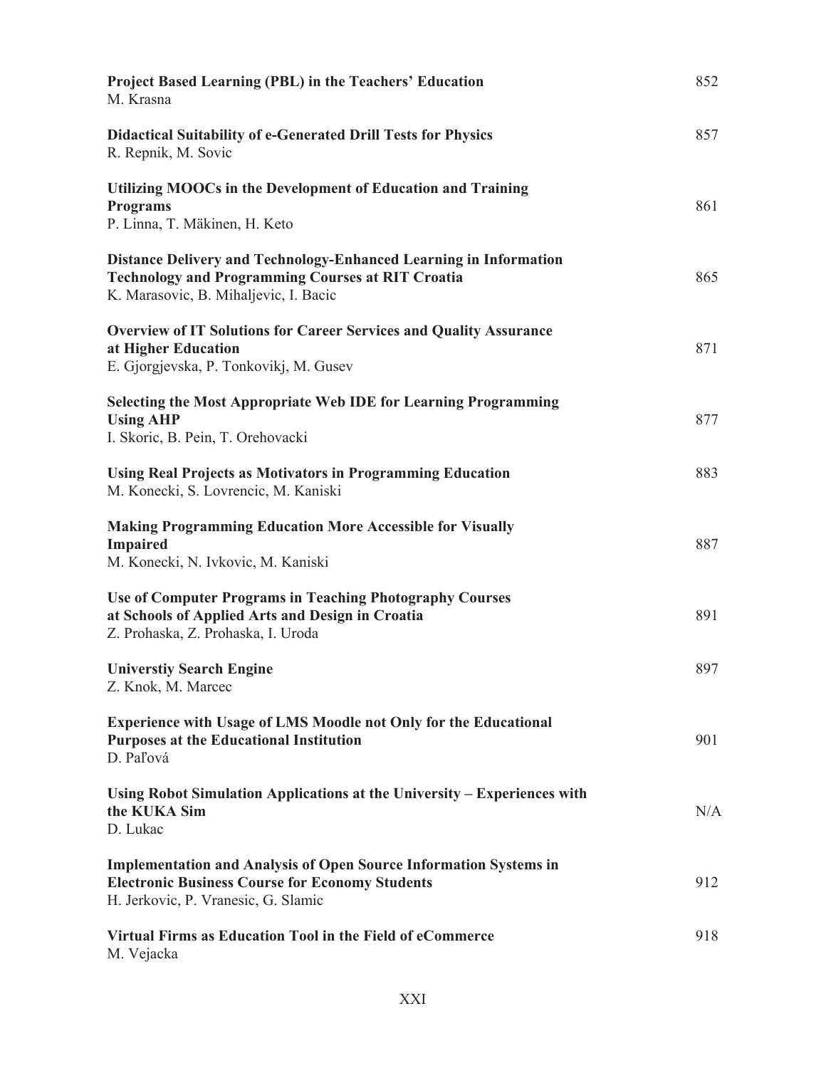**Project Based Learning (PBL) in the Teachers' Education** 852
M. Krasna

**Didactical Suitability of e-Generated Drill Tests for Physics** 857
R. Repnik, M. Sovic

**Utilizing MOOCs in the Development of Education and Training Programs** 861
P. Linna, T. Mäkinen, H. Keto

**Distance Delivery and Technology-Enhanced Learning in Information Technology and Programming Courses at RIT Croatia** 865
K. Marasovic, B. Mihaljevic, I. Bacic

**Overview of IT Solutions for Career Services and Quality Assurance at Higher Education** 871
E. Gjorgjevska, P. Tonkovikj, M. Gusev

**Selecting the Most Appropriate Web IDE for Learning Programming Using AHP** 877
I. Skoric, B. Pein, T. Orehovacki

**Using Real Projects as Motivators in Programming Education** 883
M. Konecki, S. Lovrencic, M. Kaniski

**Making Programming Education More Accessible for Visually Impaired** 887
M. Konecki, N. Ivkovic, M. Kaniski

**Use of Computer Programs in Teaching Photography Courses at Schools of Applied Arts and Design in Croatia** 891
Z. Prohaska, Z. Prohaska, I. Uroda

**Universtiy Search Engine** 897
Z. Knok, M. Marcec

**Experience with Usage of LMS Moodle not Only for the Educational Purposes at the Educational Institution** 901
D. Paľová

**Using Robot Simulation Applications at the University – Experiences with the KUKA Sim** N/A
D. Lukac

**Implementation and Analysis of Open Source Information Systems in Electronic Business Course for Economy Students** 912
H. Jerkovic, P. Vranesic, G. Slamic

**Virtual Firms as Education Tool in the Field of eCommerce** 918
M. Vejacka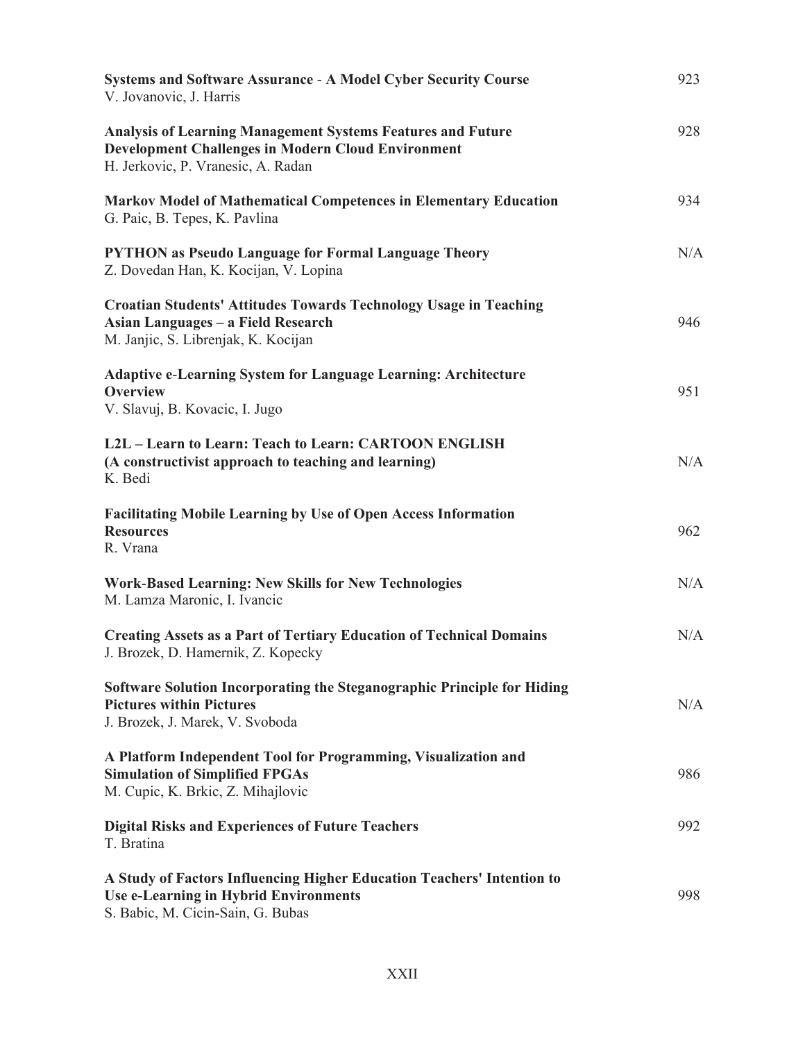**Systems and Software Assurance - A Model Cyber Security Course** 923
V. Jovanovic, J. Harris

**Analysis of Learning Management Systems Features and Future Development Challenges in Modern Cloud Environment** 928
H. Jerkovic, P. Vranesic, A. Radan

**Markov Model of Mathematical Competences in Elementary Education** 934
G. Paic, B. Tepes, K. Pavlina

**PYTHON as Pseudo Language for Formal Language Theory** N/A
Z. Dovedan Han, K. Kocijan, V. Lopina

**Croatian Students' Attitudes Towards Technology Usage in Teaching Asian Languages – a Field Research** 946
M. Janjic, S. Librenjak, K. Kocijan

**Adaptive e-Learning System for Language Learning: Architecture Overview** 951
V. Slavuj, B. Kovacic, I. Jugo

**L2L – Learn to Learn: Teach to Learn: CARTOON ENGLISH (A constructivist approach to teaching and learning)** N/A
K. Bedi

**Facilitating Mobile Learning by Use of Open Access Information Resources** 962
R. Vrana

**Work-Based Learning: New Skills for New Technologies** N/A
M. Lamza Maronic, I. Ivancic

**Creating Assets as a Part of Tertiary Education of Technical Domains** N/A
J. Brozek, D. Hamernik, Z. Kopecky

**Software Solution Incorporating the Steganographic Principle for Hiding Pictures within Pictures** N/A
J. Brozek, J. Marek, V. Svoboda

**A Platform Independent Tool for Programming, Visualization and Simulation of Simplified FPGAs** 986
M. Cupic, K. Brkic, Z. Mihajlovic

**Digital Risks and Experiences of Future Teachers** 992
T. Bratina

**A Study of Factors Influencing Higher Education Teachers' Intention to Use e-Learning in Hybrid Environments** 998
S. Babic, M. Cicin-Sain, G. Bubas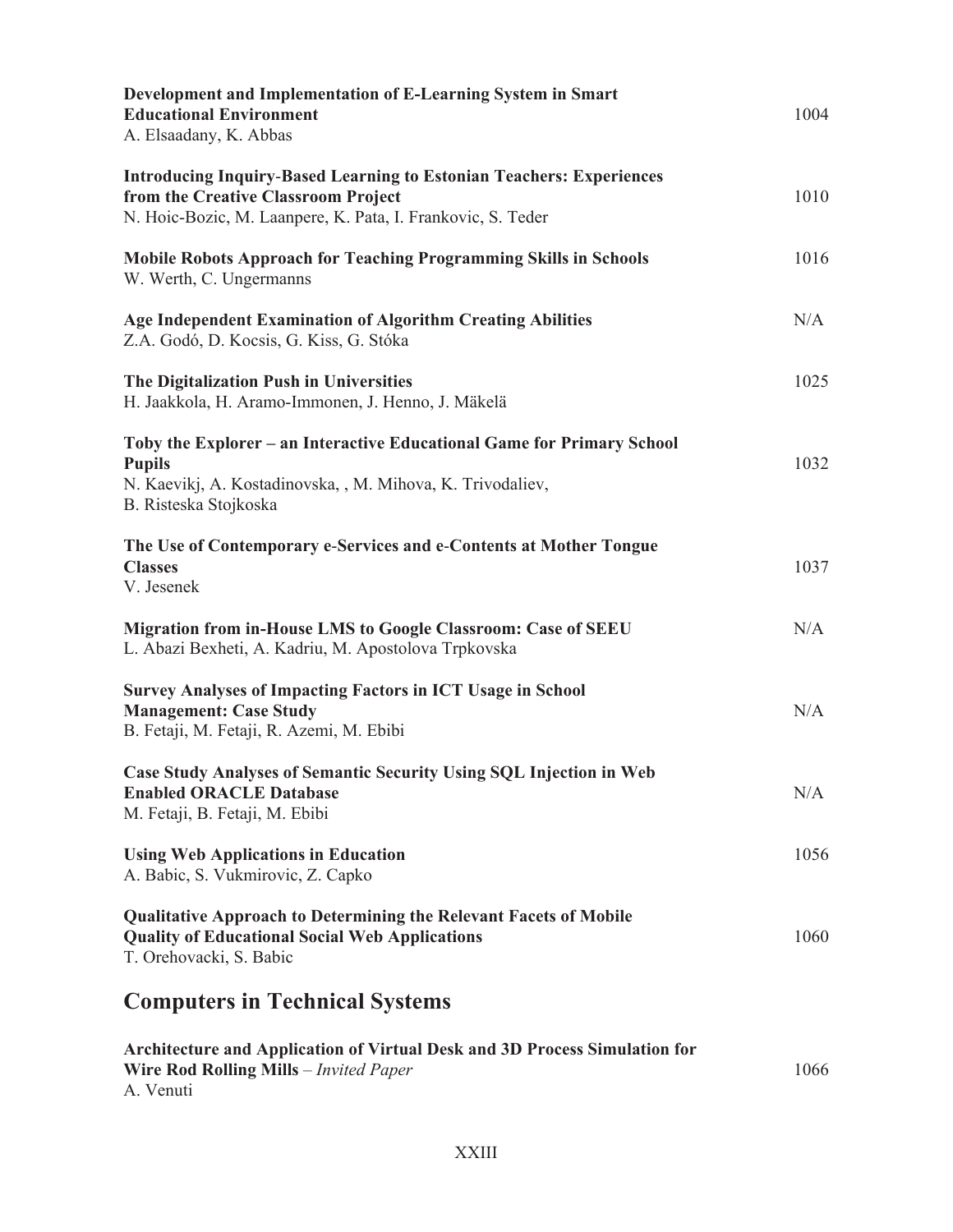**Development and Implementation of E-Learning System in Smart Educational Environment** 1004
A. Elsaadany, K. Abbas

**Introducing Inquiry-Based Learning to Estonian Teachers: Experiences from the Creative Classroom Project** 1010
N. Hoic-Bozic, M. Laanpere, K. Pata, I. Frankovic, S. Teder

**Mobile Robots Approach for Teaching Programming Skills in Schools** 1016
W. Werth, C. Ungermanns

**Age Independent Examination of Algorithm Creating Abilities** N/A
Z.A. Godó, D. Kocsis, G. Kiss, G. Stóka

**The Digitalization Push in Universities** 1025
H. Jaakkola, H. Aramo-Immonen, J. Henno, J. Mäkelä

**Toby the Explorer – an Interactive Educational Game for Primary School Pupils** 1032
N. Kaevikj, A. Kostadinovska, , M. Mihova, K. Trivodaliev, B. Risteska Stojkoska

**The Use of Contemporary e-Services and e-Contents at Mother Tongue Classes** 1037
V. Jesenek

**Migration from in-House LMS to Google Classroom: Case of SEEU** N/A
L. Abazi Bexheti, A. Kadriu, M. Apostolova Trpkovska

**Survey Analyses of Impacting Factors in ICT Usage in School Management: Case Study** N/A
B. Fetaji, M. Fetaji, R. Azemi, M. Ebibi

**Case Study Analyses of Semantic Security Using SQL Injection in Web Enabled ORACLE Database** N/A
M. Fetaji, B. Fetaji, M. Ebibi

**Using Web Applications in Education** 1056
A. Babic, S. Vukmirovic, Z. Capko

**Qualitative Approach to Determining the Relevant Facets of Mobile Quality of Educational Social Web Applications** 1060
T. Orehovacki, S. Babic

## Computers in Technical Systems

**Architecture and Application of Virtual Desk and 3D Process Simulation for Wire Rod Rolling Mills** – *Invited Paper* 1066
A. Venuti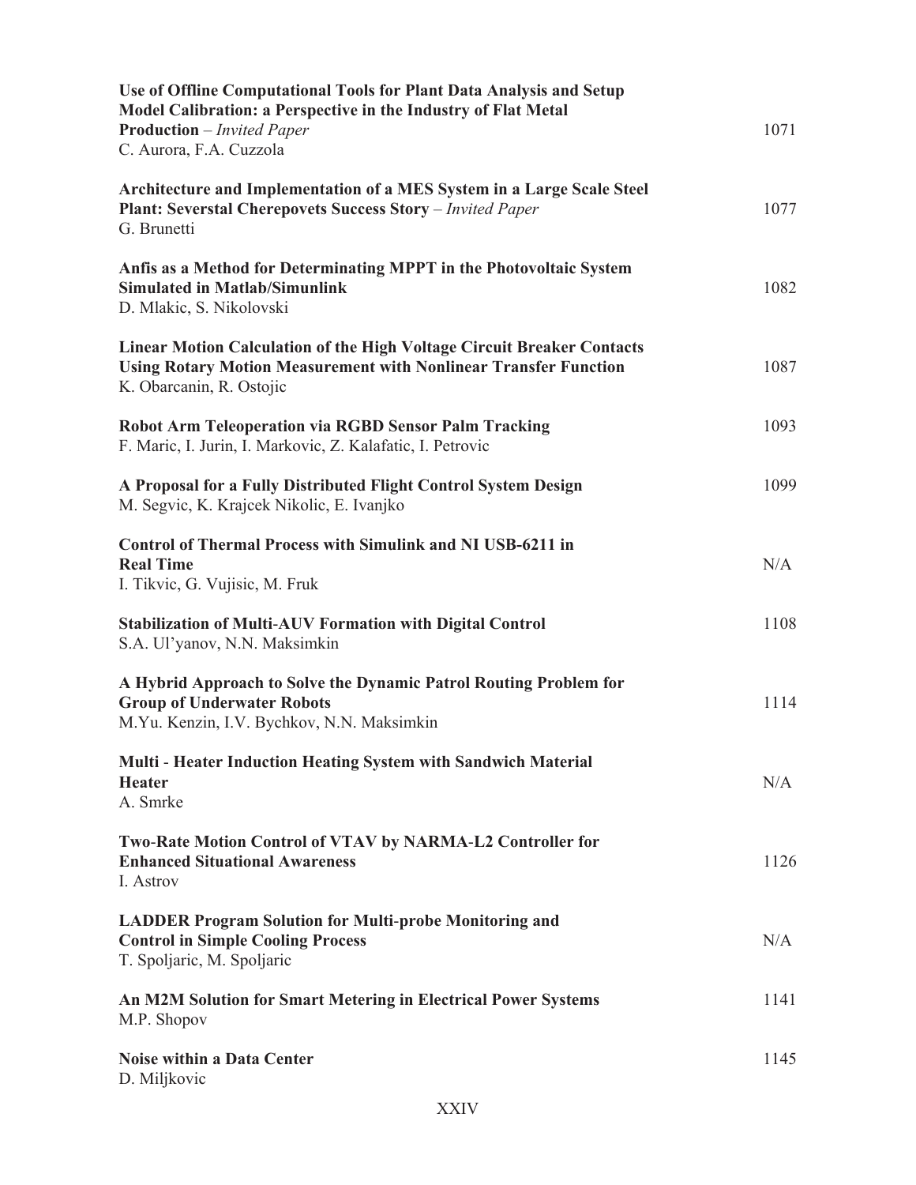**Use of Offline Computational Tools for Plant Data Analysis and Setup Model Calibration: a Perspective in the Industry of Flat Metal Production** – *Invited Paper* 1071
C. Aurora, F.A. Cuzzola

**Architecture and Implementation of a MES System in a Large Scale Steel Plant: Severstal Cherepovets Success Story** – *Invited Paper* 1077
G. Brunetti

**Anfis as a Method for Determinating MPPT in the Photovoltaic System Simulated in Matlab/Simunlink** 1082
D. Mlakic, S. Nikolovski

**Linear Motion Calculation of the High Voltage Circuit Breaker Contacts Using Rotary Motion Measurement with Nonlinear Transfer Function** 1087
K. Obarcanin, R. Ostojic

**Robot Arm Teleoperation via RGBD Sensor Palm Tracking** 1093
F. Maric, I. Jurin, I. Markovic, Z. Kalafatic, I. Petrovic

**A Proposal for a Fully Distributed Flight Control System Design** 1099
M. Segvic, K. Krajcek Nikolic, E. Ivanjko

**Control of Thermal Process with Simulink and NI USB-6211 in Real Time** N/A
I. Tikvic, G. Vujisic, M. Fruk

**Stabilization of Multi-AUV Formation with Digital Control** 1108
S.A. Ul'yanov, N.N. Maksimkin

**A Hybrid Approach to Solve the Dynamic Patrol Routing Problem for Group of Underwater Robots** 1114
M.Yu. Kenzin, I.V. Bychkov, N.N. Maksimkin

**Multi - Heater Induction Heating System with Sandwich Material Heater** N/A
A. Smrke

**Two-Rate Motion Control of VTAV by NARMA-L2 Controller for Enhanced Situational Awareness** 1126
I. Astrov

**LADDER Program Solution for Multi-probe Monitoring and Control in Simple Cooling Process** N/A
T. Spoljaric, M. Spoljaric

**An M2M Solution for Smart Metering in Electrical Power Systems** 1141
M.P. Shopov

**Noise within a Data Center** 1145
D. Miljkovic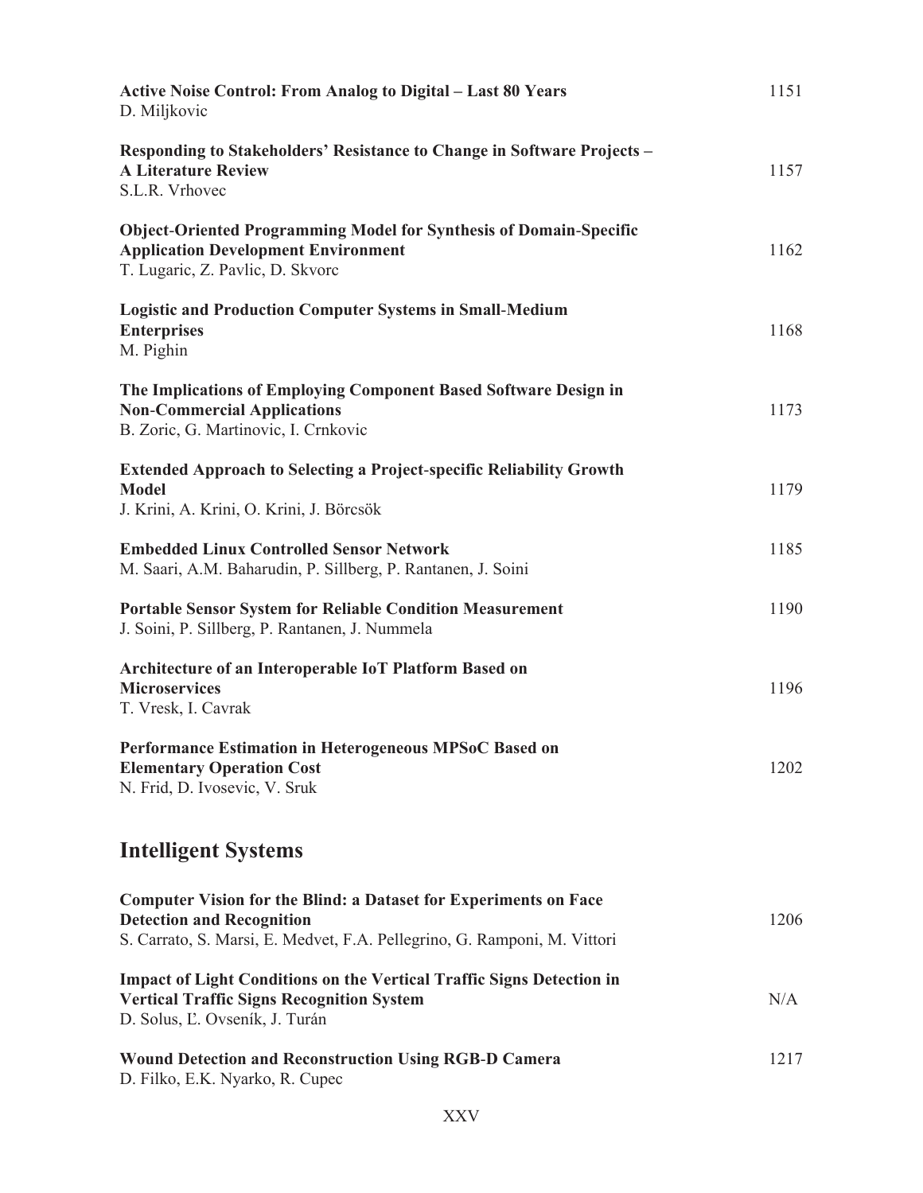**Active Noise Control: From Analog to Digital – Last 80 Years** 1151
D. Miljkovic

**Responding to Stakeholders' Resistance to Change in Software Projects – A Literature Review** 1157
S.L.R. Vrhovec

**Object-Oriented Programming Model for Synthesis of Domain-Specific Application Development Environment** 1162
T. Lugaric, Z. Pavlic, D. Skvorc

**Logistic and Production Computer Systems in Small-Medium Enterprises** 1168
M. Pighin

**The Implications of Employing Component Based Software Design in Non-Commercial Applications** 1173
B. Zoric, G. Martinovic, I. Crnkovic

**Extended Approach to Selecting a Project-specific Reliability Growth Model** 1179
J. Krini, A. Krini, O. Krini, J. Börcsök

**Embedded Linux Controlled Sensor Network** 1185
M. Saari, A.M. Baharudin, P. Sillberg, P. Rantanen, J. Soini

**Portable Sensor System for Reliable Condition Measurement** 1190
J. Soini, P. Sillberg, P. Rantanen, J. Nummela

**Architecture of an Interoperable IoT Platform Based on Microservices** 1196
T. Vresk, I. Cavrak

**Performance Estimation in Heterogeneous MPSoC Based on Elementary Operation Cost** 1202
N. Frid, D. Ivosevic, V. Sruk

## Intelligent Systems

**Computer Vision for the Blind: a Dataset for Experiments on Face Detection and Recognition** 1206
S. Carrato, S. Marsi, E. Medvet, F.A. Pellegrino, G. Ramponi, M. Vittori

**Impact of Light Conditions on the Vertical Traffic Signs Detection in Vertical Traffic Signs Recognition System** N/A
D. Solus, Ľ. Ovseník, J. Turán

**Wound Detection and Reconstruction Using RGB-D Camera** 1217
D. Filko, E.K. Nyarko, R. Cupec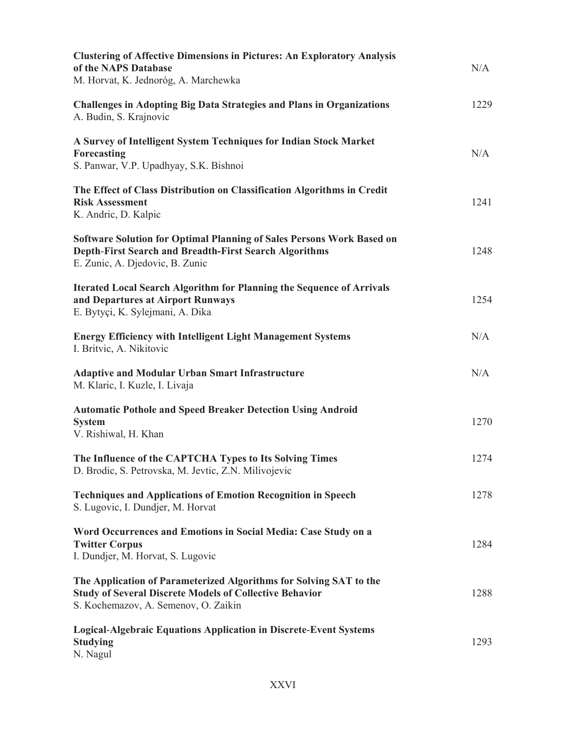**Clustering of Affective Dimensions in Pictures: An Exploratory Analysis of the NAPS Database** N/A
M. Horvat, K. Jednoróg, A. Marchewka

**Challenges in Adopting Big Data Strategies and Plans in Organizations** 1229
A. Budin, S. Krajnovic

**A Survey of Intelligent System Techniques for Indian Stock Market Forecasting** N/A
S. Panwar, V.P. Upadhyay, S.K. Bishnoi

**The Effect of Class Distribution on Classification Algorithms in Credit Risk Assessment** 1241
K. Andric, D. Kalpic

**Software Solution for Optimal Planning of Sales Persons Work Based on Depth-First Search and Breadth-First Search Algorithms** 1248
E. Zunic, A. Djedovic, B. Zunic

**Iterated Local Search Algorithm for Planning the Sequence of Arrivals and Departures at Airport Runways** 1254
E. Bytyçi, K. Sylejmani, A. Dika

**Energy Efficiency with Intelligent Light Management Systems** N/A
I. Britvic, A. Nikitovic

**Adaptive and Modular Urban Smart Infrastructure** N/A
M. Klaric, I. Kuzle, I. Livaja

**Automatic Pothole and Speed Breaker Detection Using Android System** 1270
V. Rishiwal, H. Khan

**The Influence of the CAPTCHA Types to Its Solving Times** 1274
D. Brodic, S. Petrovska, M. Jevtic, Z.N. Milivojevic

**Techniques and Applications of Emotion Recognition in Speech** 1278
S. Lugovic, I. Dundjer, M. Horvat

**Word Occurrences and Emotions in Social Media: Case Study on a Twitter Corpus** 1284
I. Dundjer, M. Horvat, S. Lugovic

**The Application of Parameterized Algorithms for Solving SAT to the Study of Several Discrete Models of Collective Behavior** 1288
S. Kochemazov, A. Semenov, O. Zaikin

**Logical-Algebraic Equations Application in Discrete-Event Systems Studying** 1293
N. Nagul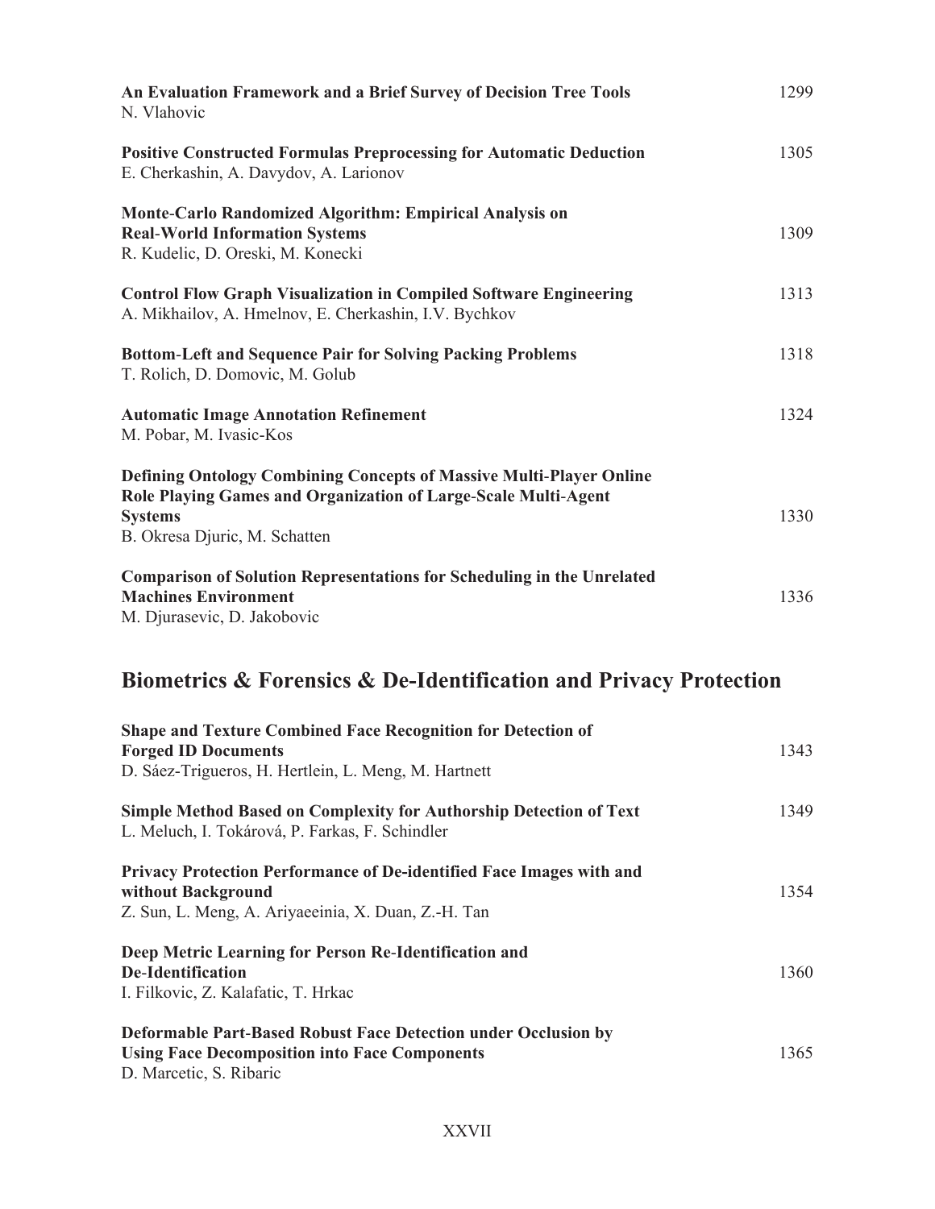**An Evaluation Framework and a Brief Survey of Decision Tree Tools** 1299
N. Vlahovic

**Positive Constructed Formulas Preprocessing for Automatic Deduction** 1305
E. Cherkashin, A. Davydov, A. Larionov

**Monte-Carlo Randomized Algorithm: Empirical Analysis on Real-World Information Systems** 1309
R. Kudelic, D. Oreski, M. Konecki

**Control Flow Graph Visualization in Compiled Software Engineering** 1313
A. Mikhailov, A. Hmelnov, E. Cherkashin, I.V. Bychkov

**Bottom-Left and Sequence Pair for Solving Packing Problems** 1318
T. Rolich, D. Domovic, M. Golub

**Automatic Image Annotation Refinement** 1324
M. Pobar, M. Ivasic-Kos

**Defining Ontology Combining Concepts of Massive Multi-Player Online Role Playing Games and Organization of Large-Scale Multi-Agent Systems** 1330
B. Okresa Djuric, M. Schatten

**Comparison of Solution Representations for Scheduling in the Unrelated Machines Environment** 1336
M. Djurasevic, D. Jakobovic

## Biometrics & Forensics & De-Identification and Privacy Protection

**Shape and Texture Combined Face Recognition for Detection of Forged ID Documents** 1343
D. Sáez-Trigueros, H. Hertlein, L. Meng, M. Hartnett

**Simple Method Based on Complexity for Authorship Detection of Text** 1349
L. Meluch, I. Tokárová, P. Farkas, F. Schindler

**Privacy Protection Performance of De-identified Face Images with and without Background** 1354
Z. Sun, L. Meng, A. Ariyaeeinia, X. Duan, Z.-H. Tan

**Deep Metric Learning for Person Re-Identification and De-Identification** 1360
I. Filkovic, Z. Kalafatic, T. Hrkac

**Deformable Part-Based Robust Face Detection under Occlusion by Using Face Decomposition into Face Components** 1365
D. Marcetic, S. Ribaric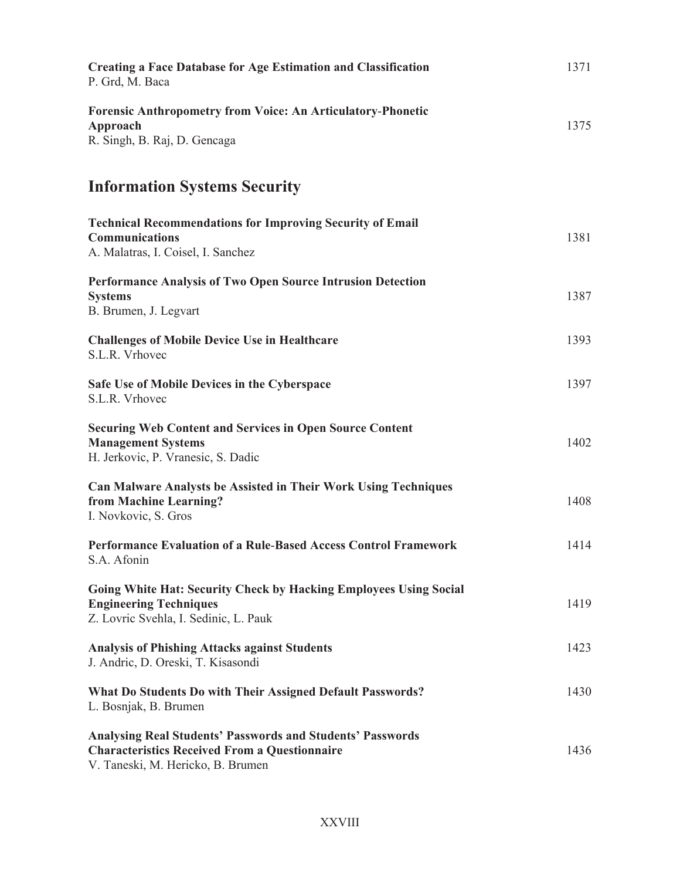**Creating a Face Database for Age Estimation and Classification** 1371
P. Grd, M. Baca

**Forensic Anthropometry from Voice: An Articulatory-Phonetic Approach** 1375
R. Singh, B. Raj, D. Gencaga

## Information Systems Security

**Technical Recommendations for Improving Security of Email Communications** 1381
A. Malatras, I. Coisel, I. Sanchez

**Performance Analysis of Two Open Source Intrusion Detection Systems** 1387
B. Brumen, J. Legvart

**Challenges of Mobile Device Use in Healthcare** 1393
S.L.R. Vrhovec

**Safe Use of Mobile Devices in the Cyberspace** 1397
S.L.R. Vrhovec

**Securing Web Content and Services in Open Source Content Management Systems** 1402
H. Jerkovic, P. Vranesic, S. Dadic

**Can Malware Analysts be Assisted in Their Work Using Techniques from Machine Learning?** 1408
I. Novkovic, S. Gros

**Performance Evaluation of a Rule-Based Access Control Framework** 1414
S.A. Afonin

**Going White Hat: Security Check by Hacking Employees Using Social Engineering Techniques** 1419
Z. Lovric Svehla, I. Sedinic, L. Pauk

**Analysis of Phishing Attacks against Students** 1423
J. Andric, D. Oreski, T. Kisasondi

**What Do Students Do with Their Assigned Default Passwords?** 1430
L. Bosnjak, B. Brumen

**Analysing Real Students' Passwords and Students' Passwords Characteristics Received From a Questionnaire** 1436
V. Taneski, M. Hericko, B. Brumen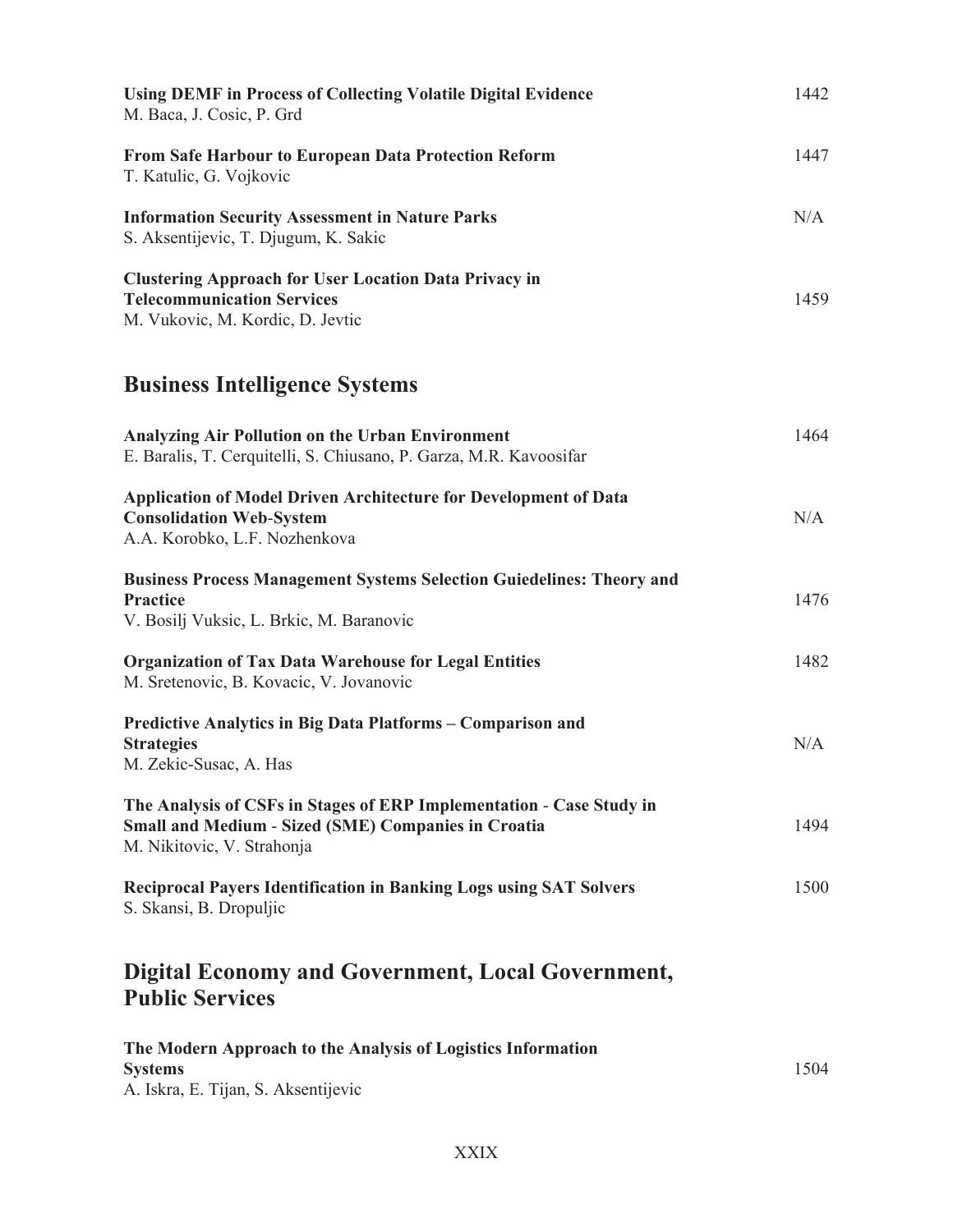**Using DEMF in Process of Collecting Volatile Digital Evidence** 1442
M. Baca, J. Cosic, P. Grd

**From Safe Harbour to European Data Protection Reform** 1447
T. Katulic, G. Vojkovic

**Information Security Assessment in Nature Parks** N/A
S. Aksentijevic, T. Djugum, K. Sakic

**Clustering Approach for User Location Data Privacy in Telecommunication Services** 1459
M. Vukovic, M. Kordic, D. Jevtic

## Business Intelligence Systems

**Analyzing Air Pollution on the Urban Environment** 1464
E. Baralis, T. Cerquitelli, S. Chiusano, P. Garza, M.R. Kavoosifar

**Application of Model Driven Architecture for Development of Data Consolidation Web-System** N/A
A.A. Korobko, L.F. Nozhenkova

**Business Process Management Systems Selection Guiedelines: Theory and Practice** 1476
V. Bosilj Vuksic, L. Brkic, M. Baranovic

**Organization of Tax Data Warehouse for Legal Entities** 1482
M. Sretenovic, B. Kovacic, V. Jovanovic

**Predictive Analytics in Big Data Platforms – Comparison and Strategies** N/A
M. Zekic-Susac, A. Has

**The Analysis of CSFs in Stages of ERP Implementation - Case Study in Small and Medium - Sized (SME) Companies in Croatia** 1494
M. Nikitovic, V. Strahonja

**Reciprocal Payers Identification in Banking Logs using SAT Solvers** 1500
S. Skansi, B. Dropuljic

## Digital Economy and Government, Local Government, Public Services

**The Modern Approach to the Analysis of Logistics Information Systems** 1504
A. Iskra, E. Tijan, S. Aksentijevic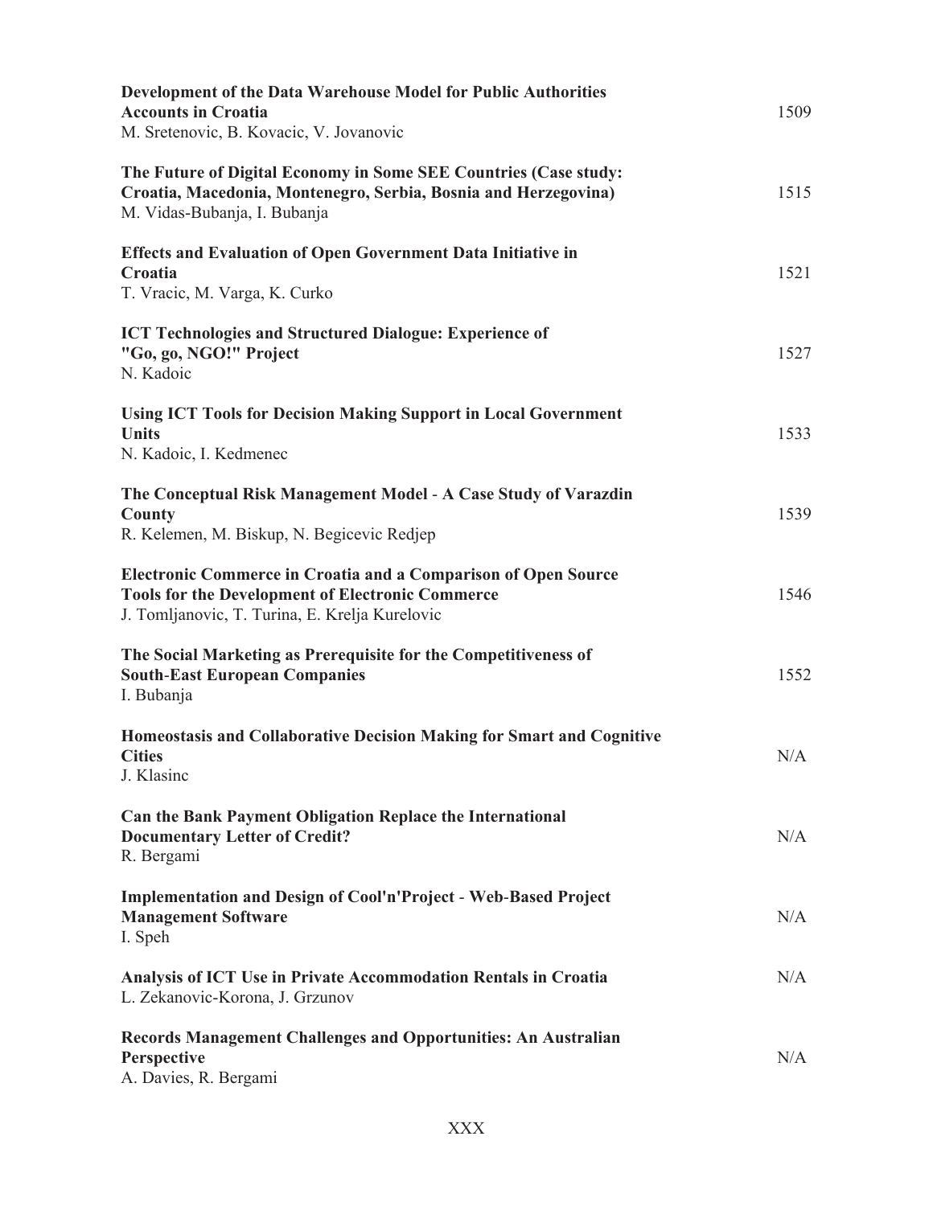**Development of the Data Warehouse Model for Public Authorities Accounts in Croatia** 1509
M. Sretenovic, B. Kovacic, V. Jovanovic

**The Future of Digital Economy in Some SEE Countries (Case study: Croatia, Macedonia, Montenegro, Serbia, Bosnia and Herzegovina)** 1515
M. Vidas-Bubanja, I. Bubanja

**Effects and Evaluation of Open Government Data Initiative in Croatia** 1521
T. Vracic, M. Varga, K. Curko

**ICT Technologies and Structured Dialogue: Experience of "Go, go, NGO!" Project** 1527
N. Kadoic

**Using ICT Tools for Decision Making Support in Local Government Units** 1533
N. Kadoic, I. Kedmenec

**The Conceptual Risk Management Model - A Case Study of Varazdin County** 1539
R. Kelemen, M. Biskup, N. Begicevic Redjep

**Electronic Commerce in Croatia and a Comparison of Open Source Tools for the Development of Electronic Commerce** 1546
J. Tomljanovic, T. Turina, E. Krelja Kurelovic

**The Social Marketing as Prerequisite for the Competitiveness of South-East European Companies** 1552
I. Bubanja

**Homeostasis and Collaborative Decision Making for Smart and Cognitive Cities** N/A
J. Klasinc

**Can the Bank Payment Obligation Replace the International Documentary Letter of Credit?** N/A
R. Bergami

**Implementation and Design of Cool'n'Project - Web-Based Project Management Software** N/A
I. Speh

**Analysis of ICT Use in Private Accommodation Rentals in Croatia** N/A
L. Zekanovic-Korona, J. Grzunov

**Records Management Challenges and Opportunities: An Australian Perspective** N/A
A. Davies, R. Bergami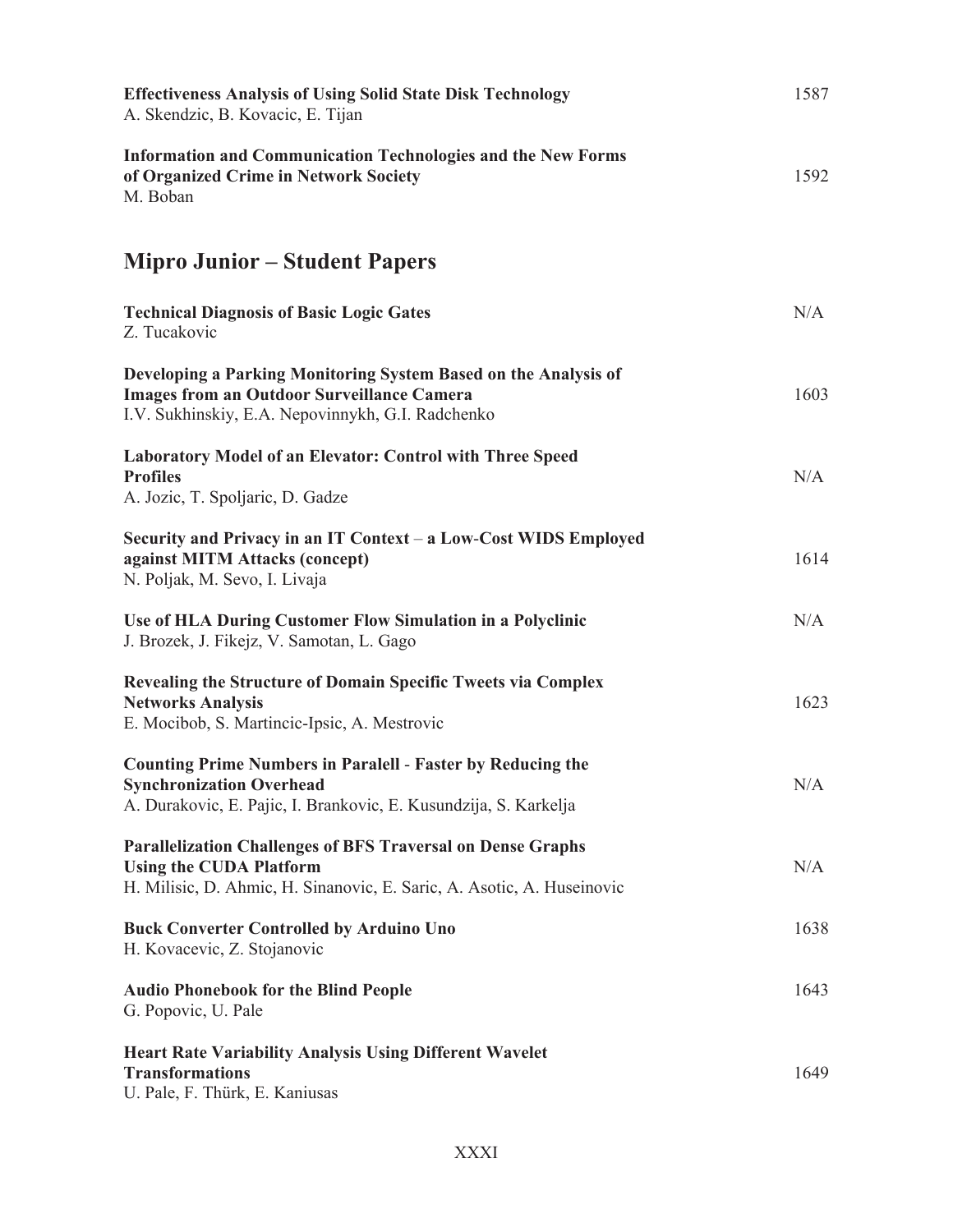**Effectiveness Analysis of Using Solid State Disk Technology** 1587
A. Skendzic, B. Kovacic, E. Tijan

**Information and Communication Technologies and the New Forms of Organized Crime in Network Society** 1592
M. Boban

## Mipro Junior – Student Papers

**Technical Diagnosis of Basic Logic Gates** N/A
Z. Tucakovic

**Developing a Parking Monitoring System Based on the Analysis of Images from an Outdoor Surveillance Camera** 1603
I.V. Sukhinskiy, E.A. Nepovinnykh, G.I. Radchenko

**Laboratory Model of an Elevator: Control with Three Speed Profiles** N/A
A. Jozic, T. Spoljaric, D. Gadze

**Security and Privacy in an IT Context – a Low-Cost WIDS Employed against MITM Attacks (concept)** 1614
N. Poljak, M. Sevo, I. Livaja

**Use of HLA During Customer Flow Simulation in a Polyclinic** N/A
J. Brozek, J. Fikejz, V. Samotan, L. Gago

**Revealing the Structure of Domain Specific Tweets via Complex Networks Analysis** 1623
E. Mocibob, S. Martincic-Ipsic, A. Mestrovic

**Counting Prime Numbers in Paralell - Faster by Reducing the Synchronization Overhead** N/A
A. Durakovic, E. Pajic, I. Brankovic, E. Kusundzija, S. Karkelja

**Parallelization Challenges of BFS Traversal on Dense Graphs Using the CUDA Platform** N/A
H. Milisic, D. Ahmic, H. Sinanovic, E. Saric, A. Asotic, A. Huseinovic

**Buck Converter Controlled by Arduino Uno** 1638
H. Kovacevic, Z. Stojanovic

**Audio Phonebook for the Blind People** 1643
G. Popovic, U. Pale

**Heart Rate Variability Analysis Using Different Wavelet Transformations** 1649
U. Pale, F. Thürk, E. Kaniusas